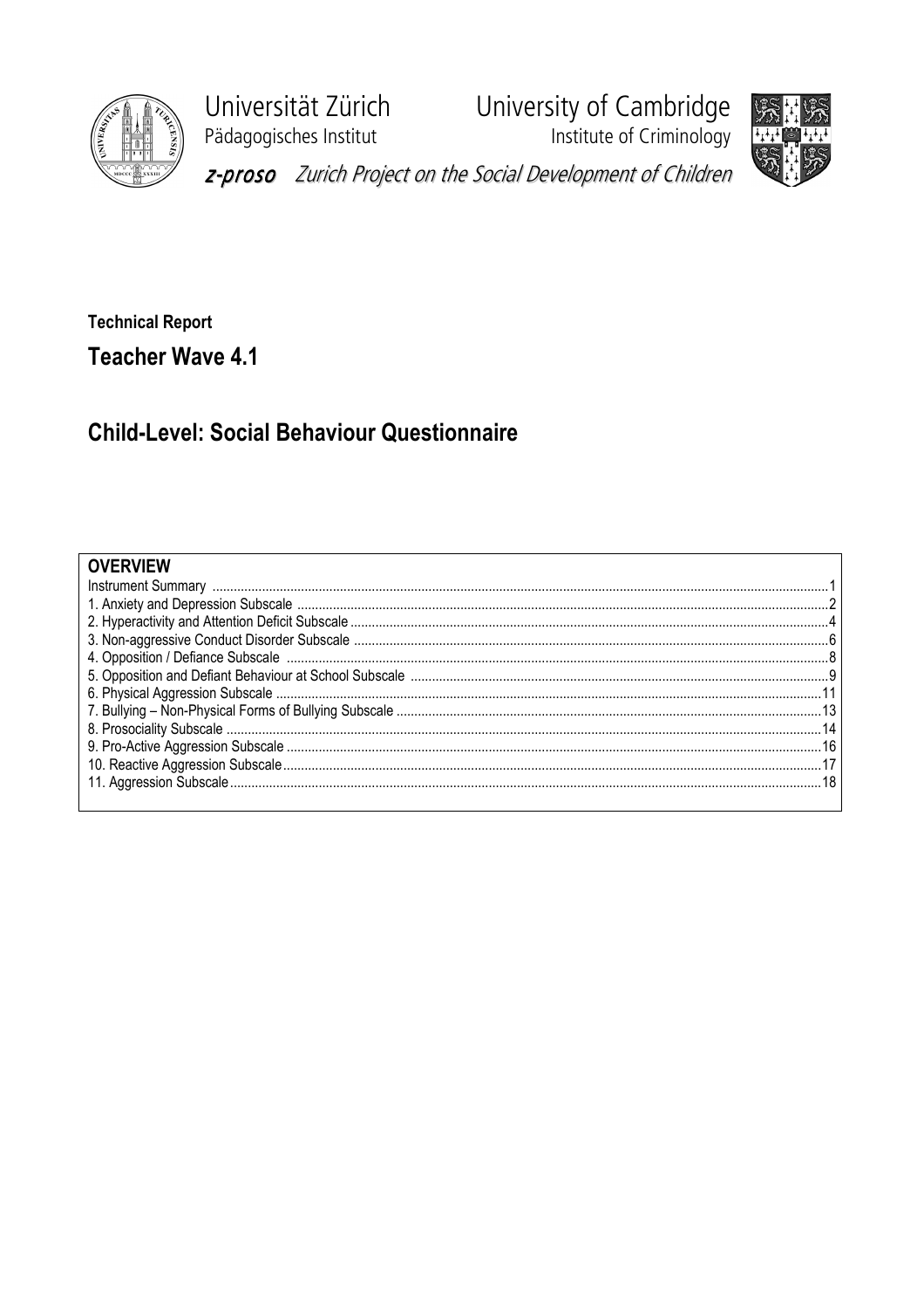Universität Zürich
Pädagogisches Institut

University of Cambridge
Institute of Criminology

*z-proso* *Zurich Project on the Social Development of Children*

**Technical Report**

# Teacher Wave 4.1

## Child-Level: Social Behaviour Questionnaire

| OVERVIEW | |
|---|---|
| Instrument Summary | 1 |
| 1. Anxiety and Depression Subscale | 2 |
| 2. Hyperactivity and Attention Deficit Subscale | 4 |
| 3. Non-aggressive Conduct Disorder Subscale | 6 |
| 4. Opposition / Defiance Subscale | 8 |
| 5. Opposition and Defiant Behaviour at School Subscale | 9 |
| 6. Physical Aggression Subscale | 11 |
| 7. Bullying – Non-Physical Forms of Bullying Subscale | 13 |
| 8. Prosociality Subscale | 14 |
| 9. Pro-Active Aggression Subscale | 16 |
| 10. Reactive Aggression Subscale | 17 |
| 11. Aggression Subscale | 18 |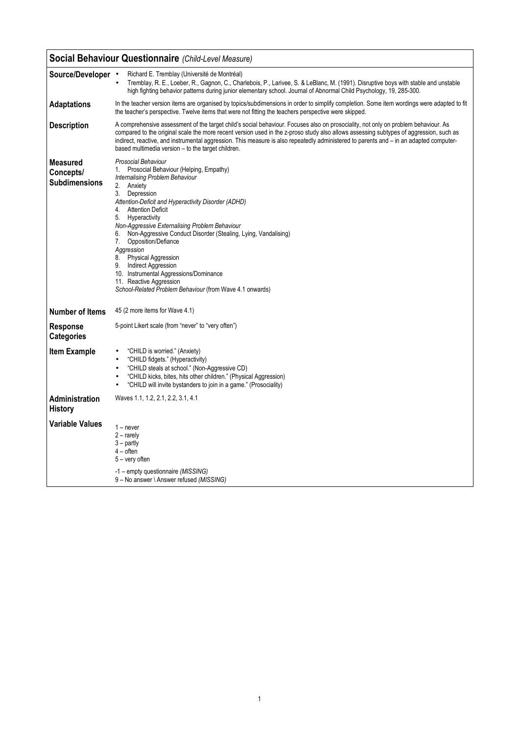## Social Behaviour Questionnaire *(Child-Level Measure)*

| | |
|---|---|
| **Source/Developer** | • Richard E. Tremblay (Université de Montréal)<br>• Tremblay, R. E., Loeber, R., Gagnon, C., Charlebois, P., Larivee, S. & LeBlanc, M. (1991). Disruptive boys with stable and unstable high fighting behavior patterns during junior elementary school. Journal of Abnormal Child Psychology, 19, 285-300. |
| **Adaptations** | In the teacher version items are organised by topics/subdimensions in order to simplify completion. Some item wordings were adapted to fit the teacher's perspective. Twelve items that were not fitting the teachers perspective were skipped. |
| **Description** | A comprehensive assessment of the target child's social behaviour. Focuses also on prosociality, not only on problem behaviour. As compared to the original scale the more recent version used in the z-proso study also allows assessing subtypes of aggression, such as indirect, reactive, and instrumental aggression. This measure is also repeatedly administered to parents and – in an adapted computer-based multimedia version – to the target children. |
| **Measured Concepts/ Subdimensions** | *Prosocial Behaviour*<br>1. Prosocial Behaviour (Helping, Empathy)<br>*Internalising Problem Behaviour*<br>2. Anxiety<br>3. Depression<br>*Attention-Deficit and Hyperactivity Disorder (ADHD)*<br>4. Attention Deficit<br>5. Hyperactivity<br>*Non-Aggressive Externalising Problem Behaviour*<br>6. Non-Aggressive Conduct Disorder (Stealing, Lying, Vandalising)<br>7. Opposition/Defiance<br>*Aggression*<br>8. Physical Aggression<br>9. Indirect Aggression<br>10. Instrumental Aggressions/Dominance<br>11. Reactive Aggression<br>*School-Related Problem Behaviour* (from Wave 4.1 onwards) |
| **Number of Items** | 45 (2 more items for Wave 4.1) |
| **Response Categories** | 5-point Likert scale (from "never" to "very often") |
| **Item Example** | • "CHILD is worried." (Anxiety)<br>• "CHILD fidgets." (Hyperactivity)<br>• "CHILD steals at school." (Non-Aggressive CD)<br>• "CHILD kicks, bites, hits other children." (Physical Aggression)<br>• "CHILD will invite bystanders to join in a game." (Prosociality) |
| **Administration History** | Waves 1.1, 1.2, 2.1, 2.2, 3.1, 4.1 |
| **Variable Values** | 1 – never<br>2 – rarely<br>3 – partly<br>4 – often<br>5 – very often<br><br>-1 – empty questionnaire *(MISSING)*<br>9 – No answer \ Answer refused *(MISSING)* |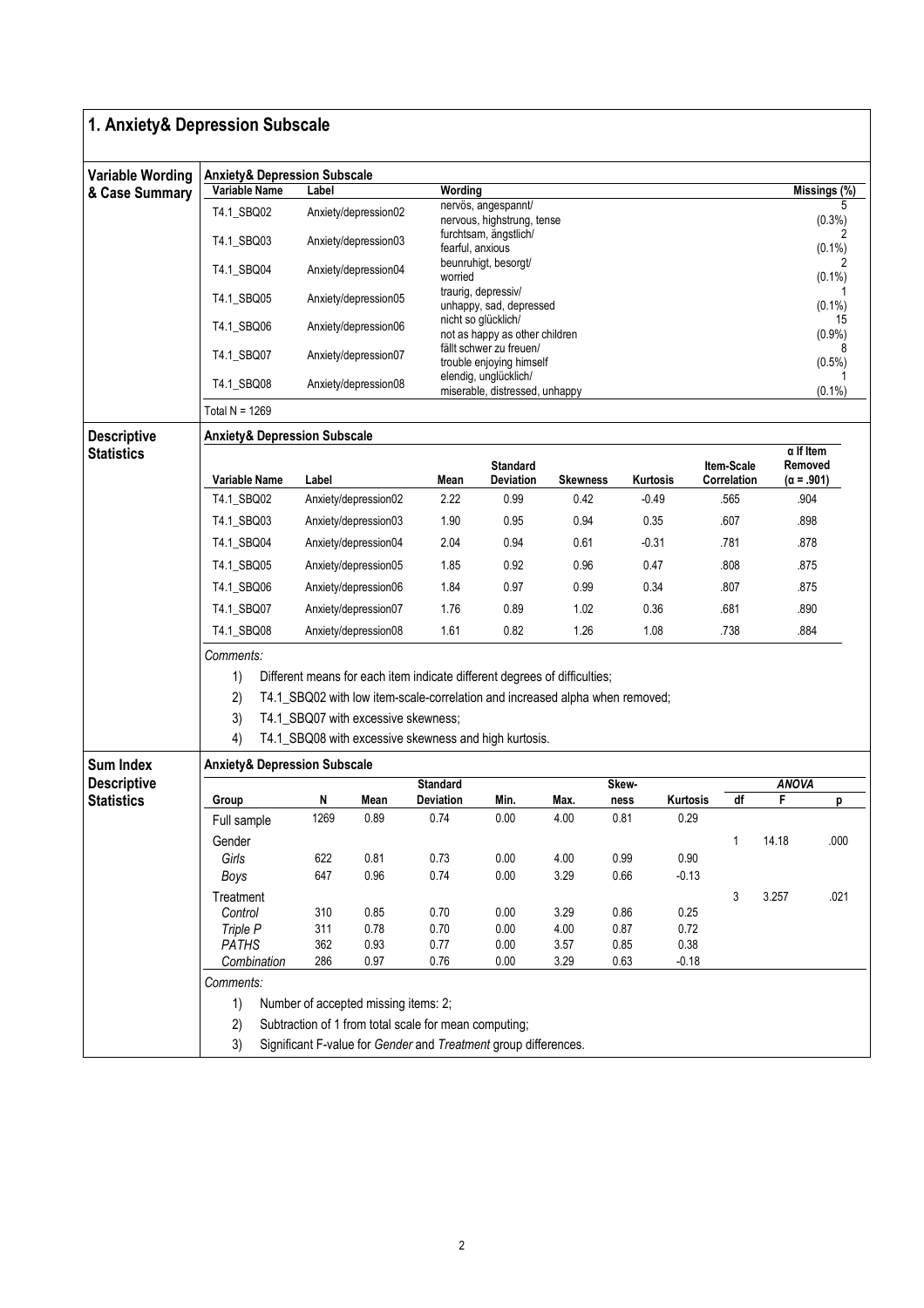# 1. Anxiety& Depression Subscale

## Variable Wording & Case Summary

**Anxiety& Depression Subscale**

| Variable Name | Label | Wording | Missings (%) |
|---|---|---|---|
| T4.1_SBQ02 | Anxiety/depression02 | nervös, angespannt/ nervous, highstrung, tense | 5 (0.3%) |
| T4.1_SBQ03 | Anxiety/depression03 | furchtsam, ängstlich/ fearful, anxious | 2 (0.1%) |
| T4.1_SBQ04 | Anxiety/depression04 | beunruhigt, besorgt/ worried | 2 (0.1%) |
| T4.1_SBQ05 | Anxiety/depression05 | traurig, depressiv/ unhappy, sad, depressed | 1 (0.1%) |
| T4.1_SBQ06 | Anxiety/depression06 | nicht so glücklich/ not as happy as other children | 15 (0.9%) |
| T4.1_SBQ07 | Anxiety/depression07 | fällt schwer zu freuen/ trouble enjoying himself | 8 (0.5%) |
| T4.1_SBQ08 | Anxiety/depression08 | elendig, unglücklich/ miserable, distressed, unhappy | 1 (0.1%) |

Total N = 1269

## Descriptive Statistics

**Anxiety& Depression Subscale**

| Variable Name | Label | Mean | Standard Deviation | Skewness | Kurtosis | Item-Scale Correlation | α If Item Removed (α = .901) |
|---|---|---|---|---|---|---|---|
| T4.1_SBQ02 | Anxiety/depression02 | 2.22 | 0.99 | 0.42 | -0.49 | .565 | .904 |
| T4.1_SBQ03 | Anxiety/depression03 | 1.90 | 0.95 | 0.94 | 0.35 | .607 | .898 |
| T4.1_SBQ04 | Anxiety/depression04 | 2.04 | 0.94 | 0.61 | -0.31 | .781 | .878 |
| T4.1_SBQ05 | Anxiety/depression05 | 1.85 | 0.92 | 0.96 | 0.47 | .808 | .875 |
| T4.1_SBQ06 | Anxiety/depression06 | 1.84 | 0.97 | 0.99 | 0.34 | .807 | .875 |
| T4.1_SBQ07 | Anxiety/depression07 | 1.76 | 0.89 | 1.02 | 0.36 | .681 | .890 |
| T4.1_SBQ08 | Anxiety/depression08 | 1.61 | 0.82 | 1.26 | 1.08 | .738 | .884 |

*Comments:*

1) Different means for each item indicate different degrees of difficulties;
2) T4.1_SBQ02 with low item-scale-correlation and increased alpha when removed;
3) T4.1_SBQ07 with excessive skewness;
4) T4.1_SBQ08 with excessive skewness and high kurtosis.

## Sum Index Descriptive Statistics

**Anxiety& Depression Subscale**

| Group | N | Mean | Standard Deviation | Min. | Max. | Skewness | Kurtosis | ANOVA df | ANOVA F | ANOVA p |
|---|---|---|---|---|---|---|---|---|---|---|
| Full sample | 1269 | 0.89 | 0.74 | 0.00 | 4.00 | 0.81 | 0.29 | | | |
| Gender | | | | | | | | 1 | 14.18 | .000 |
| *Girls* | 622 | 0.81 | 0.73 | 0.00 | 4.00 | 0.99 | 0.90 | | | |
| *Boys* | 647 | 0.96 | 0.74 | 0.00 | 3.29 | 0.66 | -0.13 | | | |
| Treatment | | | | | | | | 3 | 3.257 | .021 |
| *Control* | 310 | 0.85 | 0.70 | 0.00 | 3.29 | 0.86 | 0.25 | | | |
| *Triple P* | 311 | 0.78 | 0.70 | 0.00 | 4.00 | 0.87 | 0.72 | | | |
| *PATHS* | 362 | 0.93 | 0.77 | 0.00 | 3.57 | 0.85 | 0.38 | | | |
| *Combination* | 286 | 0.97 | 0.76 | 0.00 | 3.29 | 0.63 | -0.18 | | | |

*Comments:*

1) Number of accepted missing items: 2;
2) Subtraction of 1 from total scale for mean computing;
3) Significant F-value for *Gender* and *Treatment* group differences.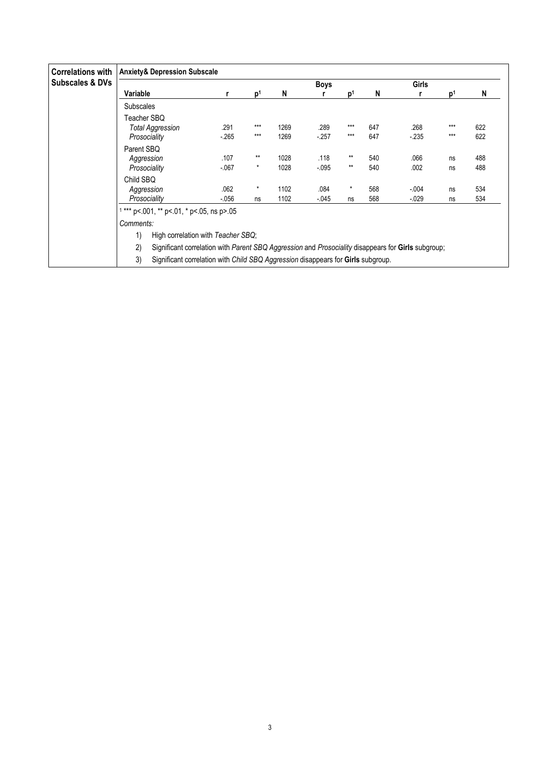| Correlations with Subscales & DVs | Anxiety& Depression Subscale | | | | | | | | | |
|---|---|---|---|---|---|---|---|---|---|---|
| | | | | | Boys | | | Girls | | |
| | **Variable** | r | p[1] | N | r | p[1] | N | r | p[1] | N |
| | Subscales | | | | | | | | | |
| | Teacher SBQ | | | | | | | | | |
| | *Total Aggression* | .291 | *** | 1269 | .289 | *** | 647 | .268 | *** | 622 |
| | *Prosociality* | -.265 | *** | 1269 | -.257 | *** | 647 | -.235 | *** | 622 |
| | Parent SBQ | | | | | | | | | |
| | *Aggression* | .107 | ** | 1028 | .118 | ** | 540 | .066 | ns | 488 |
| | *Prosociality* | -.067 | * | 1028 | -.095 | ** | 540 | .002 | ns | 488 |
| | Child SBQ | | | | | | | | | |
| | *Aggression* | .062 | * | 1102 | .084 | * | 568 | -.004 | ns | 534 |
| | *Prosociality* | -.056 | ns | 1102 | -.045 | ns | 568 | -.029 | ns | 534 |

[1] *** p<.001, ** p<.01, * p<.05, ns p>.05

*Comments:*

1) High correlation with *Teacher SBQ*;
2) Significant correlation with *Parent SBQ Aggression* and *Prosociality* disappears for **Girls** subgroup;
3) Significant correlation with *Child SBQ Aggression* disappears for **Girls** subgroup.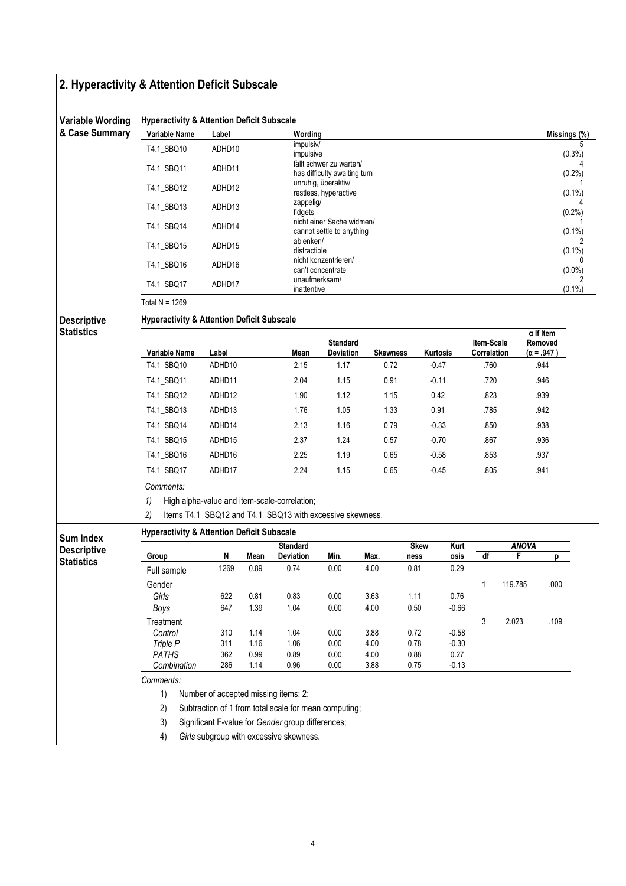## 2. Hyperactivity & Attention Deficit Subscale

### Variable Wording & Case Summary

**Hyperactivity & Attention Deficit Subscale**

| Variable Name | Label | Wording | Missings (%) |
|---|---|---|---|
| T4.1_SBQ10 | ADHD10 | impulsiv/ impulsive | 5 (0.3%) |
| T4.1_SBQ11 | ADHD11 | fällt schwer zu warten/ has difficulty awaiting turn | 4 (0.2%) |
| T4.1_SBQ12 | ADHD12 | unruhig, überaktiv/ restless, hyperactive | 1 (0.1%) |
| T4.1_SBQ13 | ADHD13 | zappelig/ fidgets | 4 (0.2%) |
| T4.1_SBQ14 | ADHD14 | nicht einer Sache widmen/ cannot settle to anything | 1 (0.1%) |
| T4.1_SBQ15 | ADHD15 | ablenken/ distractible | 2 (0.1%) |
| T4.1_SBQ16 | ADHD16 | nicht konzentrieren/ can't concentrate | 0 (0.0%) |
| T4.1_SBQ17 | ADHD17 | unaufmerksam/ inattentive | 2 (0.1%) |

Total N = 1269

### Descriptive Statistics

**Hyperactivity & Attention Deficit Subscale**

| Variable Name | Label | Mean | Standard Deviation | Skewness | Kurtosis | Item-Scale Correlation | α If Item Removed (α = .947 ) |
|---|---|---|---|---|---|---|---|
| T4.1_SBQ10 | ADHD10 | 2.15 | 1.17 | 0.72 | -0.47 | .760 | .944 |
| T4.1_SBQ11 | ADHD11 | 2.04 | 1.15 | 0.91 | -0.11 | .720 | .946 |
| T4.1_SBQ12 | ADHD12 | 1.90 | 1.12 | 1.15 | 0.42 | .823 | .939 |
| T4.1_SBQ13 | ADHD13 | 1.76 | 1.05 | 1.33 | 0.91 | .785 | .942 |
| T4.1_SBQ14 | ADHD14 | 2.13 | 1.16 | 0.79 | -0.33 | .850 | .938 |
| T4.1_SBQ15 | ADHD15 | 2.37 | 1.24 | 0.57 | -0.70 | .867 | .936 |
| T4.1_SBQ16 | ADHD16 | 2.25 | 1.19 | 0.65 | -0.58 | .853 | .937 |
| T4.1_SBQ17 | ADHD17 | 2.24 | 1.15 | 0.65 | -0.45 | .805 | .941 |

*Comments:*

1) High alpha-value and item-scale-correlation;
2) Items T4.1_SBQ12 and T4.1_SBQ13 with excessive skewness.

### Sum Index Descriptive Statistics

**Hyperactivity & Attention Deficit Subscale**

| Group | N | Mean | Standard Deviation | Min. | Max. | Skewness | Kurtosis | ANOVA df | ANOVA F | ANOVA p |
|---|---|---|---|---|---|---|---|---|---|---|
| Full sample | 1269 | 0.89 | 0.74 | 0.00 | 4.00 | 0.81 | 0.29 | | | |
| Gender | | | | | | | | 1 | 119.785 | .000 |
| *Girls* | 622 | 0.81 | 0.83 | 0.00 | 3.63 | 1.11 | 0.76 | | | |
| *Boys* | 647 | 1.39 | 1.04 | 0.00 | 4.00 | 0.50 | -0.66 | | | |
| Treatment | | | | | | | | 3 | 2.023 | .109 |
| *Control* | 310 | 1.14 | 1.04 | 0.00 | 3.88 | 0.72 | -0.58 | | | |
| *Triple P* | 311 | 1.16 | 1.06 | 0.00 | 4.00 | 0.78 | -0.30 | | | |
| *PATHS* | 362 | 0.99 | 0.89 | 0.00 | 4.00 | 0.88 | 0.27 | | | |
| *Combination* | 286 | 1.14 | 0.96 | 0.00 | 3.88 | 0.75 | -0.13 | | | |

*Comments:*

1) Number of accepted missing items: 2;
2) Subtraction of 1 from total scale for mean computing;
3) Significant F-value for *Gender* group differences;
4) *Girls* subgroup with excessive skewness.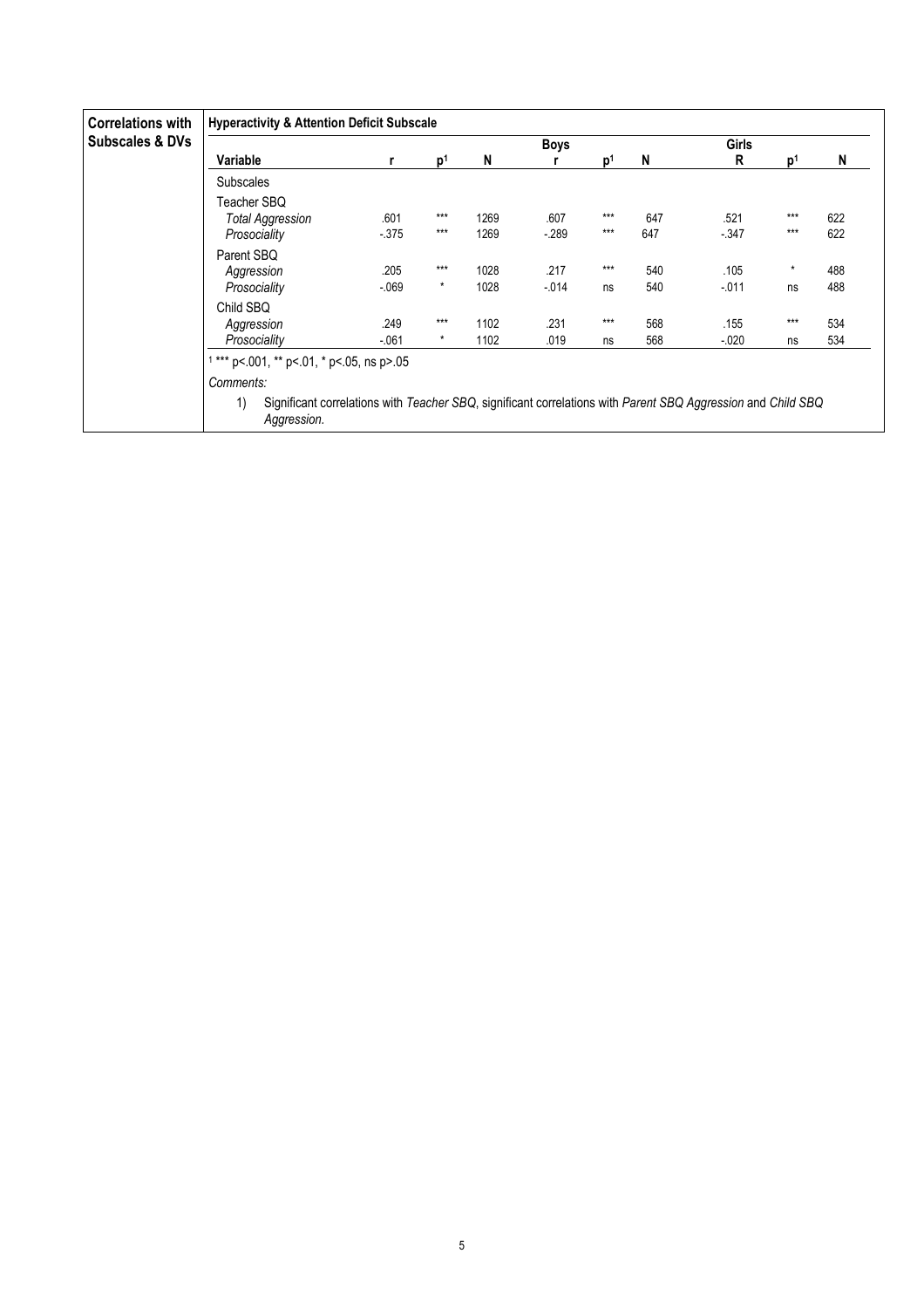| Correlations with Subscales & DVs | Hyperactivity & Attention Deficit Subscale | | | | | | | | | |
|---|---|---|---|---|---|---|---|---|---|---|
| | | | | | Boys | | | Girls | | |
| | Variable | r | p[1] | N | r | p[1] | N | R | p[1] | N |
| | Subscales | | | | | | | | | |
| | Teacher SBQ | | | | | | | | | |
| | *Total Aggression* | .601 | *** | 1269 | .607 | *** | 647 | .521 | *** | 622 |
| | *Prosociality* | -.375 | *** | 1269 | -.289 | *** | 647 | -.347 | *** | 622 |
| | Parent SBQ | | | | | | | | | |
| | *Aggression* | .205 | *** | 1028 | .217 | *** | 540 | .105 | * | 488 |
| | *Prosociality* | -.069 | * | 1028 | -.014 | ns | 540 | -.011 | ns | 488 |
| | Child SBQ | | | | | | | | | |
| | *Aggression* | .249 | *** | 1102 | .231 | *** | 568 | .155 | *** | 534 |
| | *Prosociality* | -.061 | * | 1102 | .019 | ns | 568 | -.020 | ns | 534 |

[1] *** p<.001, ** p<.01, * p<.05, ns p>.05

*Comments:*

1) Significant correlations with *Teacher SBQ*, significant correlations with *Parent SBQ Aggression* and *Child SBQ Aggression*.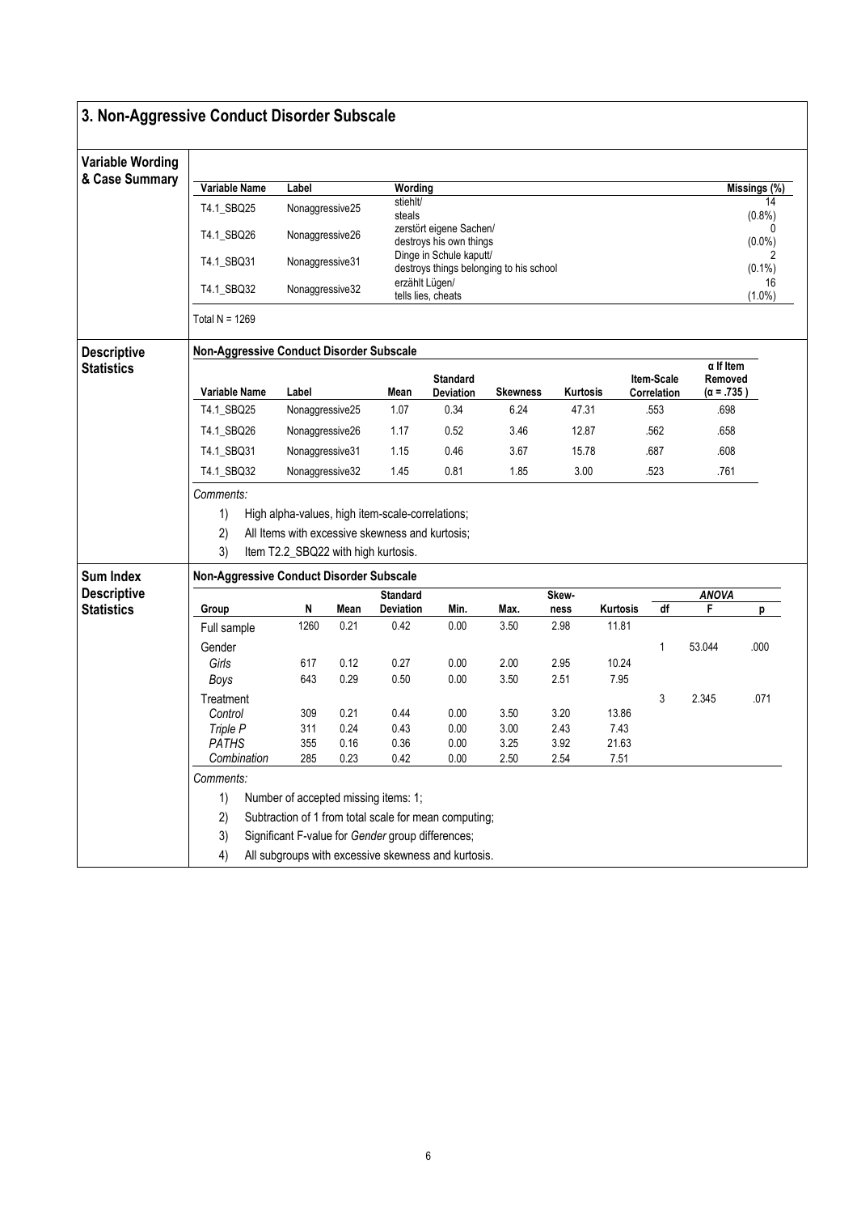## 3. Non-Aggressive Conduct Disorder Subscale

### Variable Wording & Case Summary

| Variable Name | Label | Wording | Missings (%) |
|---|---|---|---|
| T4.1_SBQ25 | Nonaggressive25 | stiehlt/ steals | 14 (0.8%) |
| T4.1_SBQ26 | Nonaggressive26 | zerstört eigene Sachen/ destroys his own things | 0 (0.0%) |
| T4.1_SBQ31 | Nonaggressive31 | Dinge in Schule kaputt/ destroys things belonging to his school | 2 (0.1%) |
| T4.1_SBQ32 | Nonaggressive32 | erzählt Lügen/ tells lies, cheats | 16 (1.0%) |

Total N = 1269

### Descriptive Statistics

**Non-Aggressive Conduct Disorder Subscale**

| Variable Name | Label | Mean | Standard Deviation | Skewness | Kurtosis | Item-Scale Correlation | α If Item Removed (α = .735 ) |
|---|---|---|---|---|---|---|---|
| T4.1_SBQ25 | Nonaggressive25 | 1.07 | 0.34 | 6.24 | 47.31 | .553 | .698 |
| T4.1_SBQ26 | Nonaggressive26 | 1.17 | 0.52 | 3.46 | 12.87 | .562 | .658 |
| T4.1_SBQ31 | Nonaggressive31 | 1.15 | 0.46 | 3.67 | 15.78 | .687 | .608 |
| T4.1_SBQ32 | Nonaggressive32 | 1.45 | 0.81 | 1.85 | 3.00 | .523 | .761 |

*Comments:*

1) High alpha-values, high item-scale-correlations;
2) All Items with excessive skewness and kurtosis;
3) Item T2.2_SBQ22 with high kurtosis.

### Sum Index Descriptive Statistics

**Non-Aggressive Conduct Disorder Subscale**

| Group | N | Mean | Standard Deviation | Min. | Max. | Skew-ness | Kurtosis | ANOVA df | ANOVA F | ANOVA p |
|---|---|---|---|---|---|---|---|---|---|---|
| Full sample | 1260 | 0.21 | 0.42 | 0.00 | 3.50 | 2.98 | 11.81 | | | |
| Gender | | | | | | | | 1 | 53.044 | .000 |
| *Girls* | 617 | 0.12 | 0.27 | 0.00 | 2.00 | 2.95 | 10.24 | | | |
| *Boys* | 643 | 0.29 | 0.50 | 0.00 | 3.50 | 2.51 | 7.95 | | | |
| Treatment | | | | | | | | 3 | 2.345 | .071 |
| *Control* | 309 | 0.21 | 0.44 | 0.00 | 3.50 | 3.20 | 13.86 | | | |
| *Triple P* | 311 | 0.24 | 0.43 | 0.00 | 3.00 | 2.43 | 7.43 | | | |
| *PATHS* | 355 | 0.16 | 0.36 | 0.00 | 3.25 | 3.92 | 21.63 | | | |
| *Combination* | 285 | 0.23 | 0.42 | 0.00 | 2.50 | 2.54 | 7.51 | | | |

*Comments:*

1) Number of accepted missing items: 1;
2) Subtraction of 1 from total scale for mean computing;
3) Significant F-value for *Gender* group differences;
4) All subgroups with excessive skewness and kurtosis.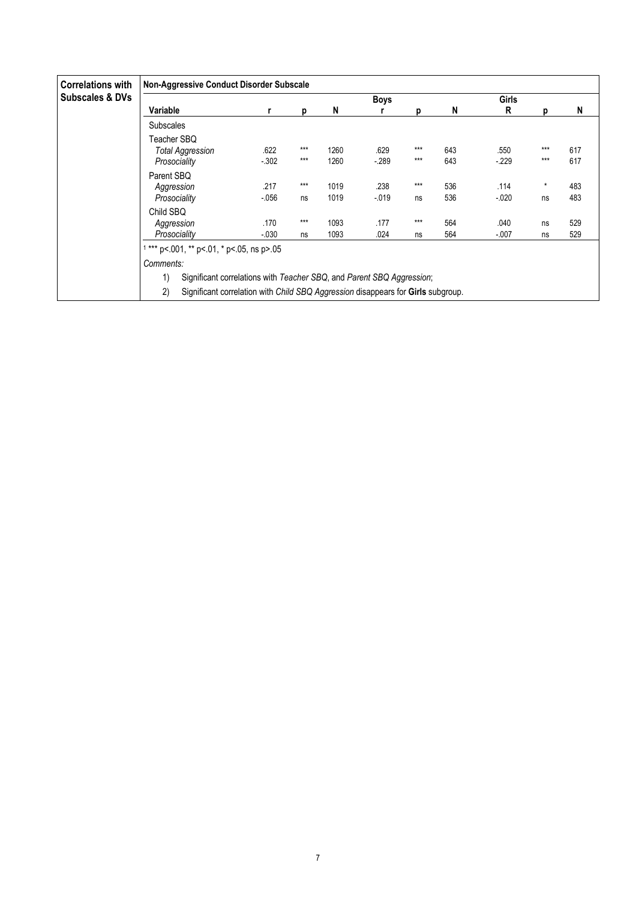| Correlations with Subscales & DVs | Non-Aggressive Conduct Disorder Subscale | | | | | | | | | |
|---|---|---|---|---|---|---|---|---|---|---|
| | | | | | Boys | | | Girls | | |
| | Variable | r | p | N | r | p | N | R | p | N |
| | Subscales | | | | | | | | | |
| | Teacher SBQ | | | | | | | | | |
| | *Total Aggression* | .622 | *** | 1260 | .629 | *** | 643 | .550 | *** | 617 |
| | *Prosociality* | -.302 | *** | 1260 | -.289 | *** | 643 | -.229 | *** | 617 |
| | Parent SBQ | | | | | | | | | |
| | *Aggression* | .217 | *** | 1019 | .238 | *** | 536 | .114 | * | 483 |
| | *Prosociality* | -.056 | ns | 1019 | -.019 | ns | 536 | -.020 | ns | 483 |
| | Child SBQ | | | | | | | | | |
| | *Aggression* | .170 | *** | 1093 | .177 | *** | 564 | .040 | ns | 529 |
| | *Prosociality* | -.030 | ns | 1093 | .024 | ns | 564 | -.007 | ns | 529 |

[1] *** p<.001, ** p<.01, * p<.05, ns p>.05

*Comments:*

1) Significant correlations with *Teacher SBQ*, and *Parent SBQ Aggression*;
2) Significant correlation with *Child SBQ Aggression* disappears for **Girls** subgroup.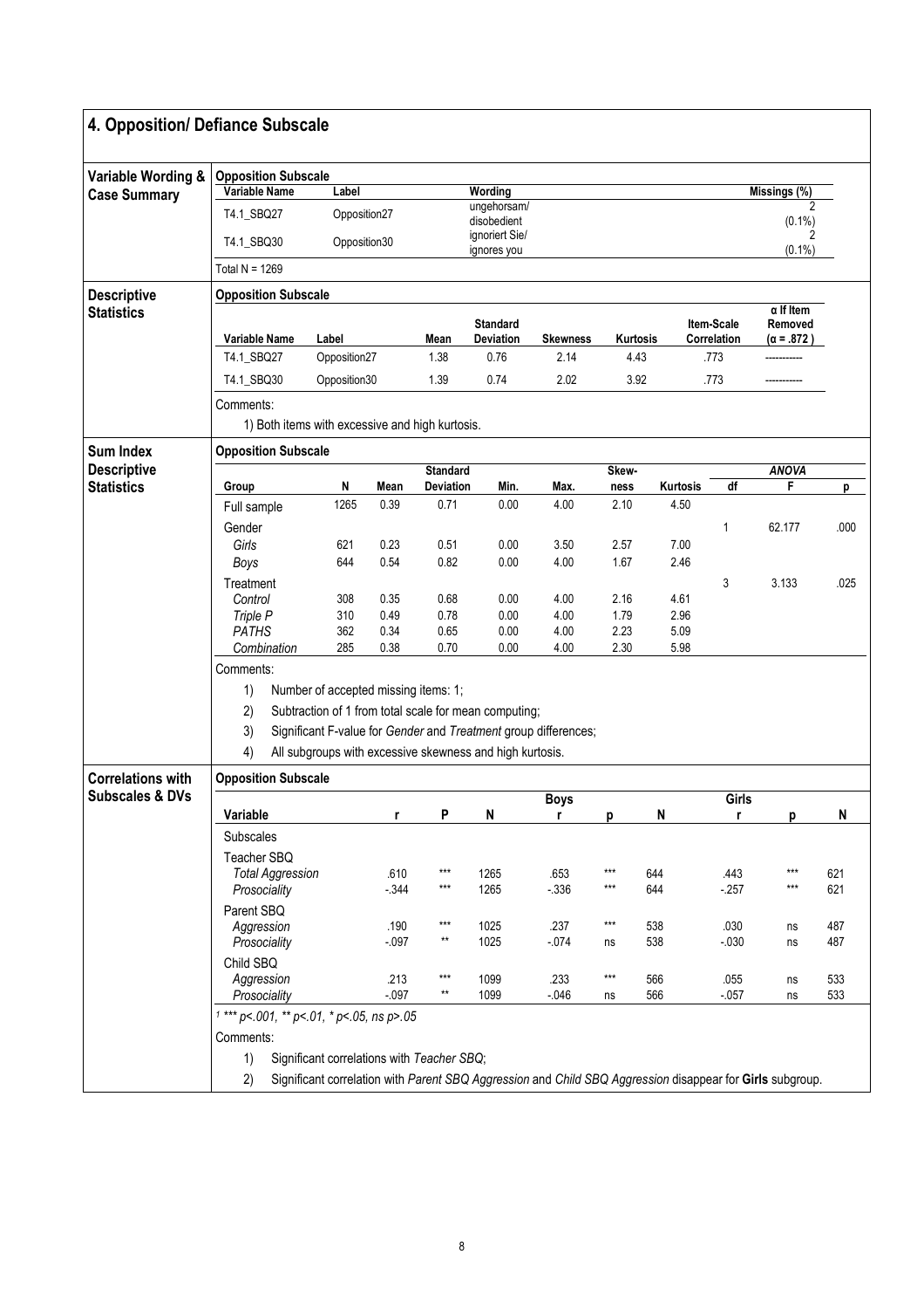# 4. Opposition/ Defiance Subscale

## Variable Wording & Case Summary

**Opposition Subscale**

| Variable Name | Label | Wording | Missings (%) |
|---|---|---|---|
| T4.1_SBQ27 | Opposition27 | ungehorsam/ disobedient | 2 (0.1%) |
| T4.1_SBQ30 | Opposition30 | ignoriert Sie/ ignores you | 2 (0.1%) |

Total N = 1269

## Descriptive Statistics

**Opposition Subscale**

| Variable Name | Label | Mean | Standard Deviation | Skewness | Kurtosis | Item-Scale Correlation | α If Item Removed (α = .872 ) |
|---|---|---|---|---|---|---|---|
| T4.1_SBQ27 | Opposition27 | 1.38 | 0.76 | 2.14 | 4.43 | .773 | ---------- |
| T4.1_SBQ30 | Opposition30 | 1.39 | 0.74 | 2.02 | 3.92 | .773 | ---------- |

Comments:

1) Both items with excessive and high kurtosis.

## Sum Index Descriptive Statistics

**Opposition Subscale**

| Group | N | Mean | Standard Deviation | Min. | Max. | Skew-ness | Kurtosis | ANOVA df | ANOVA F | ANOVA p |
|---|---|---|---|---|---|---|---|---|---|---|
| Full sample | 1265 | 0.39 | 0.71 | 0.00 | 4.00 | 2.10 | 4.50 | | | |
| Gender | | | | | | | | 1 | 62.177 | .000 |
| *Girls* | 621 | 0.23 | 0.51 | 0.00 | 3.50 | 2.57 | 7.00 | | | |
| *Boys* | 644 | 0.54 | 0.82 | 0.00 | 4.00 | 1.67 | 2.46 | | | |
| Treatment | | | | | | | | 3 | 3.133 | .025 |
| *Control* | 308 | 0.35 | 0.68 | 0.00 | 4.00 | 2.16 | 4.61 | | | |
| *Triple P* | 310 | 0.49 | 0.78 | 0.00 | 4.00 | 1.79 | 2.96 | | | |
| *PATHS* | 362 | 0.34 | 0.65 | 0.00 | 4.00 | 2.23 | 5.09 | | | |
| *Combination* | 285 | 0.38 | 0.70 | 0.00 | 4.00 | 2.30 | 5.98 | | | |

Comments:

1) Number of accepted missing items: 1;
2) Subtraction of 1 from total scale for mean computing;
3) Significant F-value for *Gender* and *Treatment* group differences;
4) All subgroups with excessive skewness and high kurtosis.

## Correlations with Subscales & DVs

**Opposition Subscale**

| Variable | r | P | N | Boys r | Boys p | Boys N | Girls r | Girls p | Girls N |
|---|---|---|---|---|---|---|---|---|---|
| Subscales | | | | | | | | | |
| Teacher SBQ | | | | | | | | | |
| *Total Aggression* | .610 | *** | 1265 | .653 | *** | 644 | .443 | *** | 621 |
| *Prosociality* | -.344 | *** | 1265 | -.336 | *** | 644 | -.257 | *** | 621 |
| Parent SBQ | | | | | | | | | |
| *Aggression* | .190 | *** | 1025 | .237 | *** | 538 | .030 | ns | 487 |
| *Prosociality* | -.097 | ** | 1025 | -.074 | ns | 538 | -.030 | ns | 487 |
| Child SBQ | | | | | | | | | |
| *Aggression* | .213 | *** | 1099 | .233 | *** | 566 | .055 | ns | 533 |
| *Prosociality* | -.097 | ** | 1099 | -.046 | ns | 566 | -.057 | ns | 533 |

[1] *** p<.001, ** p<.01, * p<.05, ns p>.05

Comments:

1) Significant correlations with *Teacher SBQ*;
2) Significant correlation with *Parent SBQ Aggression* and *Child SBQ Aggression* disappear for **Girls** subgroup.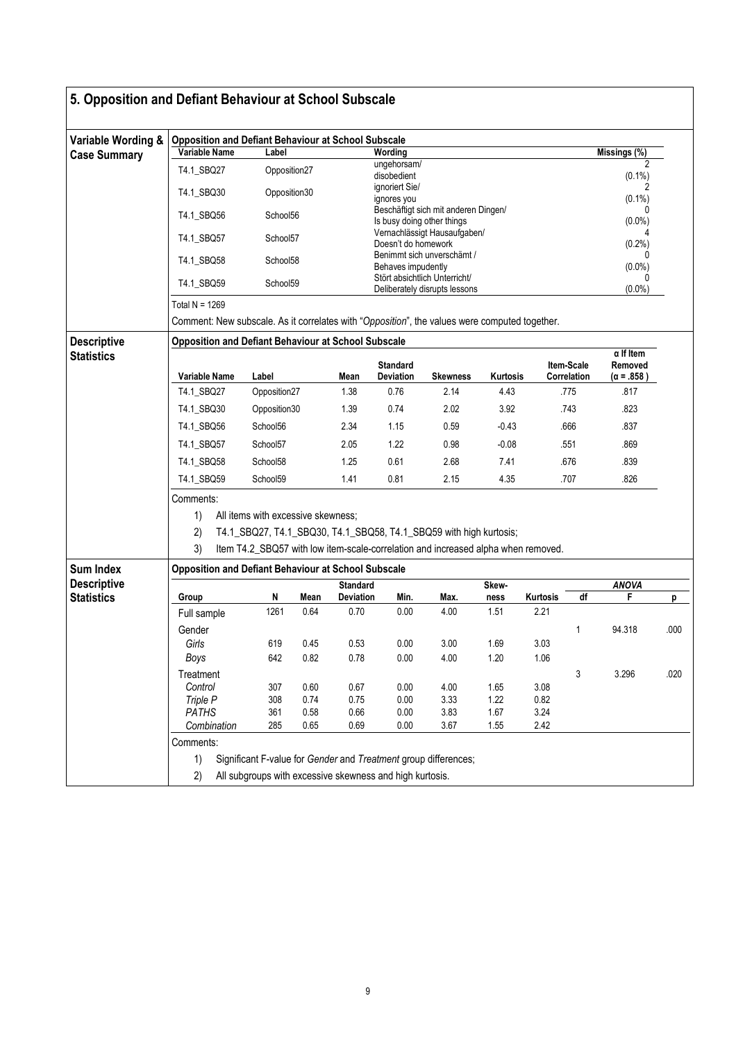## 5. Opposition and Defiant Behaviour at School Subscale

### Variable Wording & Case Summary

**Opposition and Defiant Behaviour at School Subscale**

| Variable Name | Label | Wording | Missings (%) |
|---|---|---|---|
| T4.1_SBQ27 | Opposition27 | ungehorsam/ disobedient | 2 (0.1%) |
| T4.1_SBQ30 | Opposition30 | ignoriert Sie/ ignores you | 2 (0.1%) |
| T4.1_SBQ56 | School56 | Beschäftigt sich mit anderen Dingen/ Is busy doing other things | 0 (0.0%) |
| T4.1_SBQ57 | School57 | Vernachlässigt Hausaufgaben/ Doesn't do homework | 4 (0.2%) |
| T4.1_SBQ58 | School58 | Benimmt sich unverschämt / Behaves impudently | 0 (0.0%) |
| T4.1_SBQ59 | School59 | Stört absichtlich Unterricht/ Deliberately disrupts lessons | 0 (0.0%) |

Total N = 1269

Comment: New subscale. As it correlates with "*Opposition*", the values were computed together.

### Descriptive Statistics

**Opposition and Defiant Behaviour at School Subscale**

| Variable Name | Label | Mean | Standard Deviation | Skewness | Kurtosis | Item-Scale Correlation | α If Item Removed (α = .858 ) |
|---|---|---|---|---|---|---|---|
| T4.1_SBQ27 | Opposition27 | 1.38 | 0.76 | 2.14 | 4.43 | .775 | .817 |
| T4.1_SBQ30 | Opposition30 | 1.39 | 0.74 | 2.02 | 3.92 | .743 | .823 |
| T4.1_SBQ56 | School56 | 2.34 | 1.15 | 0.59 | -0.43 | .666 | .837 |
| T4.1_SBQ57 | School57 | 2.05 | 1.22 | 0.98 | -0.08 | .551 | .869 |
| T4.1_SBQ58 | School58 | 1.25 | 0.61 | 2.68 | 7.41 | .676 | .839 |
| T4.1_SBQ59 | School59 | 1.41 | 0.81 | 2.15 | 4.35 | .707 | .826 |

Comments:

1) All items with excessive skewness;
2) T4.1_SBQ27, T4.1_SBQ30, T4.1_SBQ58, T4.1_SBQ59 with high kurtosis;
3) Item T4.2_SBQ57 with low item-scale-correlation and increased alpha when removed.

### Sum Index Descriptive Statistics

**Opposition and Defiant Behaviour at School Subscale**

| Group | N | Mean | Standard Deviation | Min. | Max. | Skew-ness | Kurtosis | ANOVA df | ANOVA F | ANOVA p |
|---|---|---|---|---|---|---|---|---|---|---|
| Full sample | 1261 | 0.64 | 0.70 | 0.00 | 4.00 | 1.51 | 2.21 | | | |
| Gender | | | | | | | | 1 | 94.318 | .000 |
| *Girls* | 619 | 0.45 | 0.53 | 0.00 | 3.00 | 1.69 | 3.03 | | | |
| *Boys* | 642 | 0.82 | 0.78 | 0.00 | 4.00 | 1.20 | 1.06 | | | |
| Treatment | | | | | | | | 3 | 3.296 | .020 |
| *Control* | 307 | 0.60 | 0.67 | 0.00 | 4.00 | 1.65 | 3.08 | | | |
| *Triple P* | 308 | 0.74 | 0.75 | 0.00 | 3.33 | 1.22 | 0.82 | | | |
| *PATHS* | 361 | 0.58 | 0.66 | 0.00 | 3.83 | 1.67 | 3.24 | | | |
| *Combination* | 285 | 0.65 | 0.69 | 0.00 | 3.67 | 1.55 | 2.42 | | | |

Comments:

1) Significant F-value for *Gender* and *Treatment* group differences;
2) All subgroups with excessive skewness and high kurtosis.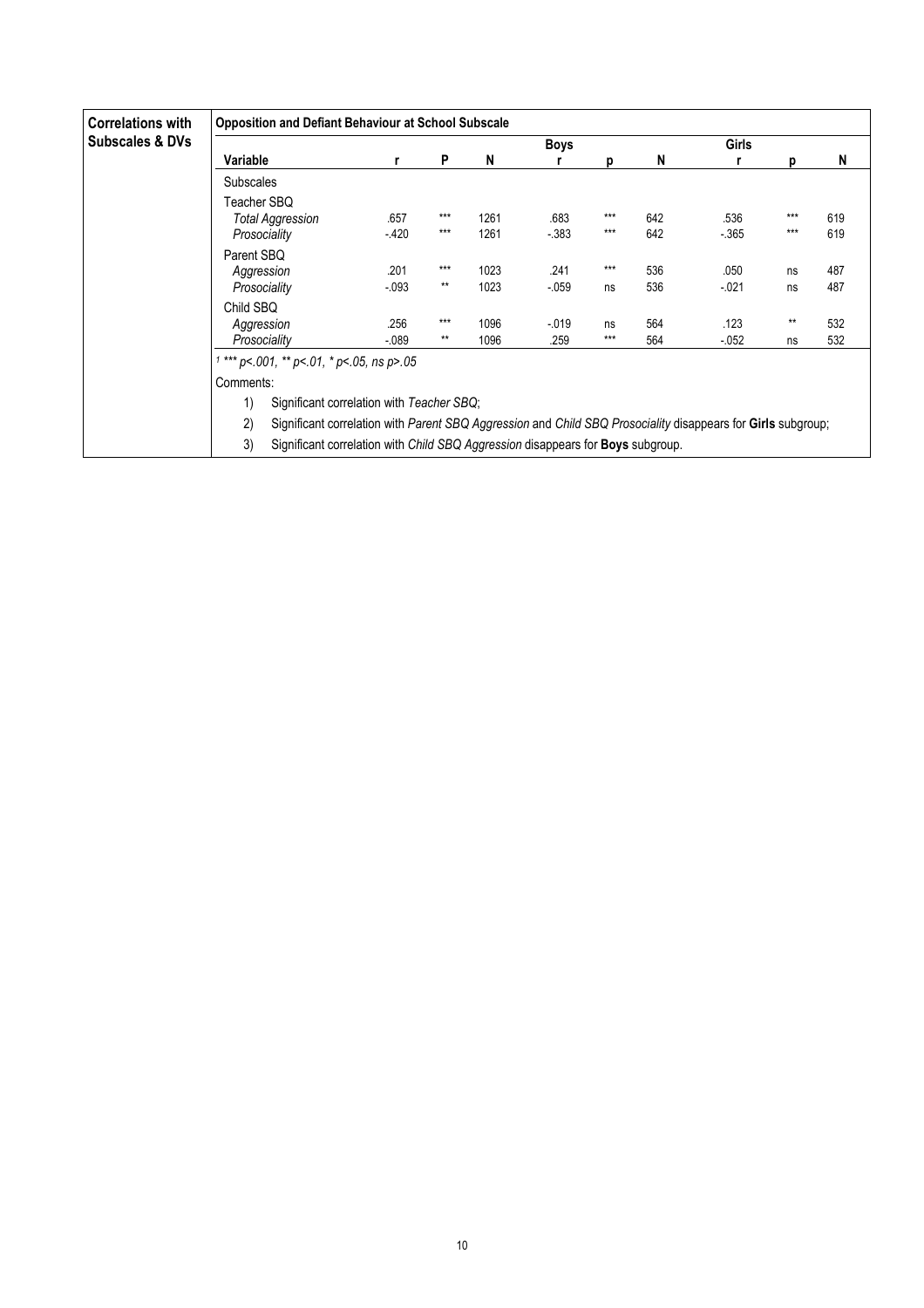| Correlations with Subscales & DVs | Opposition and Defiant Behaviour at School Subscale | | | | | | | | | |
|---|---|---|---|---|---|---|---|---|---|---|
| | | | | | Boys | | | Girls | | |
| | **Variable** | **r** | **P** | **N** | **r** | **p** | **N** | **r** | **p** | **N** |
| | Subscales | | | | | | | | | |
| | Teacher SBQ | | | | | | | | | |
| | *Total Aggression* | .657 | *** | 1261 | .683 | *** | 642 | .536 | *** | 619 |
| | *Prosociality* | -.420 | *** | 1261 | -.383 | *** | 642 | -.365 | *** | 619 |
| | Parent SBQ | | | | | | | | | |
| | *Aggression* | .201 | *** | 1023 | .241 | *** | 536 | .050 | ns | 487 |
| | *Prosociality* | -.093 | ** | 1023 | -.059 | ns | 536 | -.021 | ns | 487 |
| | Child SBQ | | | | | | | | | |
| | *Aggression* | .256 | *** | 1096 | -.019 | ns | 564 | .123 | ** | 532 |
| | *Prosociality* | -.089 | ** | 1096 | .259 | *** | 564 | -.052 | ns | 532 |

[1] *\*\*\* p<.001, \*\* p<.01, \* p<.05, ns p>.05*

Comments:

1) Significant correlation with *Teacher SBQ*;
2) Significant correlation with *Parent SBQ Aggression* and *Child SBQ Prosociality* disappears for **Girls** subgroup;
3) Significant correlation with *Child SBQ Aggression* disappears for **Boys** subgroup.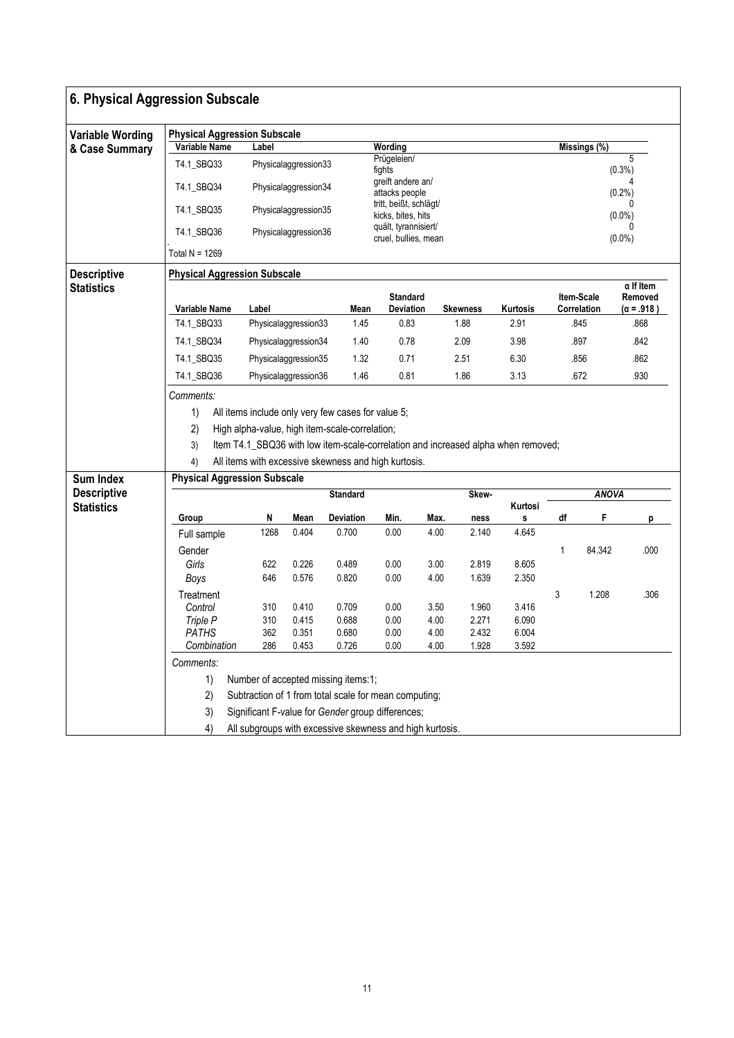## 6. Physical Aggression Subscale

### Variable Wording & Case Summary

**Physical Aggression Subscale**

| Variable Name | Label | Wording | Missings (%) |
|---|---|---|---|
| T4.1_SBQ33 | Physicalaggression33 | Prügeleien/ fights | 5 (0.3%) |
| T4.1_SBQ34 | Physicalaggression34 | greift andere an/ attacks people | 4 (0.2%) |
| T4.1_SBQ35 | Physicalaggression35 | tritt, beißt, schlägt/ kicks, bites, hits | 0 (0.0%) |
| T4.1_SBQ36 | Physicalaggression36 | quält, tyrannisiert/ cruel, bullies, mean | 0 (0.0%) |

Total N = 1269

### Descriptive Statistics

**Physical Aggression Subscale**

| Variable Name | Label | Mean | Standard Deviation | Skewness | Kurtosis | Item-Scale Correlation | α If Item Removed (α = .918 ) |
|---|---|---|---|---|---|---|---|
| T4.1_SBQ33 | Physicalaggression33 | 1.45 | 0.83 | 1.88 | 2.91 | .845 | .868 |
| T4.1_SBQ34 | Physicalaggression34 | 1.40 | 0.78 | 2.09 | 3.98 | .897 | .842 |
| T4.1_SBQ35 | Physicalaggression35 | 1.32 | 0.71 | 2.51 | 6.30 | .856 | .862 |
| T4.1_SBQ36 | Physicalaggression36 | 1.46 | 0.81 | 1.86 | 3.13 | .672 | .930 |

*Comments:*

1) All items include only very few cases for value 5;
2) High alpha-value, high item-scale-correlation;
3) Item T4.1_SBQ36 with low item-scale-correlation and increased alpha when removed;
4) All items with excessive skewness and high kurtosis.

### Sum Index Descriptive Statistics

**Physical Aggression Subscale**

| Group | N | Mean | Standard Deviation | Min. | Max. | Skewness | Kurtosis | ANOVA df | ANOVA F | ANOVA p |
|---|---|---|---|---|---|---|---|---|---|---|
| Full sample | 1268 | 0.404 | 0.700 | 0.00 | 4.00 | 2.140 | 4.645 | | | |
| Gender | | | | | | | | 1 | 84.342 | .000 |
| *Girls* | 622 | 0.226 | 0.489 | 0.00 | 3.00 | 2.819 | 8.605 | | | |
| *Boys* | 646 | 0.576 | 0.820 | 0.00 | 4.00 | 1.639 | 2.350 | | | |
| Treatment | | | | | | | | 3 | 1.208 | .306 |
| *Control* | 310 | 0.410 | 0.709 | 0.00 | 3.50 | 1.960 | 3.416 | | | |
| *Triple P* | 310 | 0.415 | 0.688 | 0.00 | 4.00 | 2.271 | 6.090 | | | |
| *PATHS* | 362 | 0.351 | 0.680 | 0.00 | 4.00 | 2.432 | 6.004 | | | |
| *Combination* | 286 | 0.453 | 0.726 | 0.00 | 4.00 | 1.928 | 3.592 | | | |

*Comments:*

1) Number of accepted missing items:1;
2) Subtraction of 1 from total scale for mean computing;
3) Significant F-value for *Gender* group differences;
4) All subgroups with excessive skewness and high kurtosis.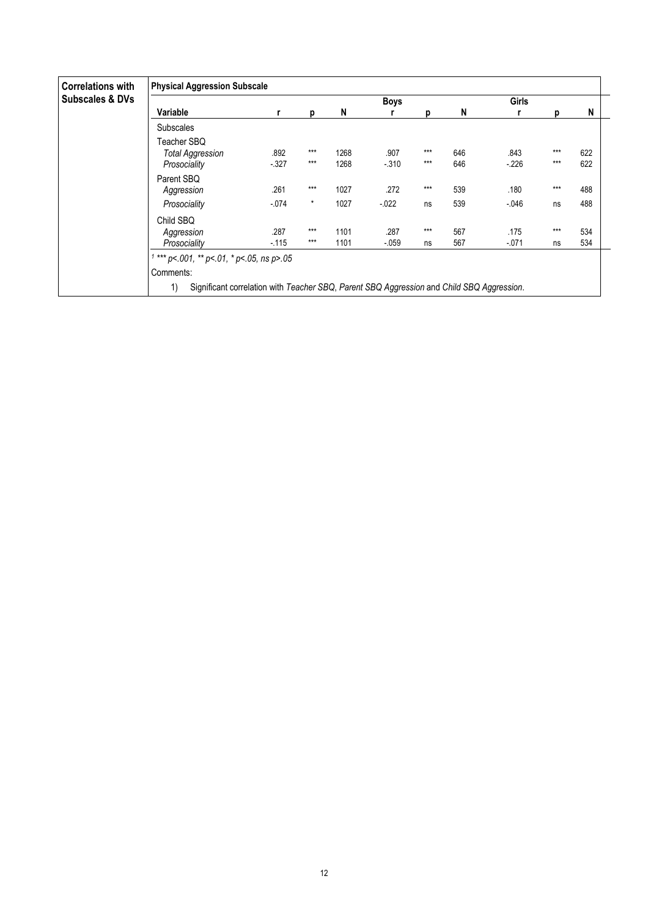| Correlations with Subscales & DVs | Physical Aggression Subscale | | | | | | | | | |
|---|---|---|---|---|---|---|---|---|---|---|
| | | | | | Boys | | | Girls | | |
| | Variable | r | p | N | r | p | N | r | p | N |
| | Subscales | | | | | | | | | |
| | Teacher SBQ | | | | | | | | | |
| | *Total Aggression* | .892 | *** | 1268 | .907 | *** | 646 | .843 | *** | 622 |
| | *Prosociality* | -.327 | *** | 1268 | -.310 | *** | 646 | -.226 | *** | 622 |
| | Parent SBQ | | | | | | | | | |
| | *Aggression* | .261 | *** | 1027 | .272 | *** | 539 | .180 | *** | 488 |
| | *Prosociality* | -.074 | * | 1027 | -.022 | ns | 539 | -.046 | ns | 488 |
| | Child SBQ | | | | | | | | | |
| | *Aggression* | .287 | *** | 1101 | .287 | *** | 567 | .175 | *** | 534 |
| | *Prosociality* | -.115 | *** | 1101 | -.059 | ns | 567 | -.071 | ns | 534 |

[1] *** *p*<.001, ** *p*<.01, * *p*<.05, ns *p*>.05

Comments:

1) Significant correlation with *Teacher SBQ*, *Parent SBQ Aggression* and *Child SBQ Aggression*.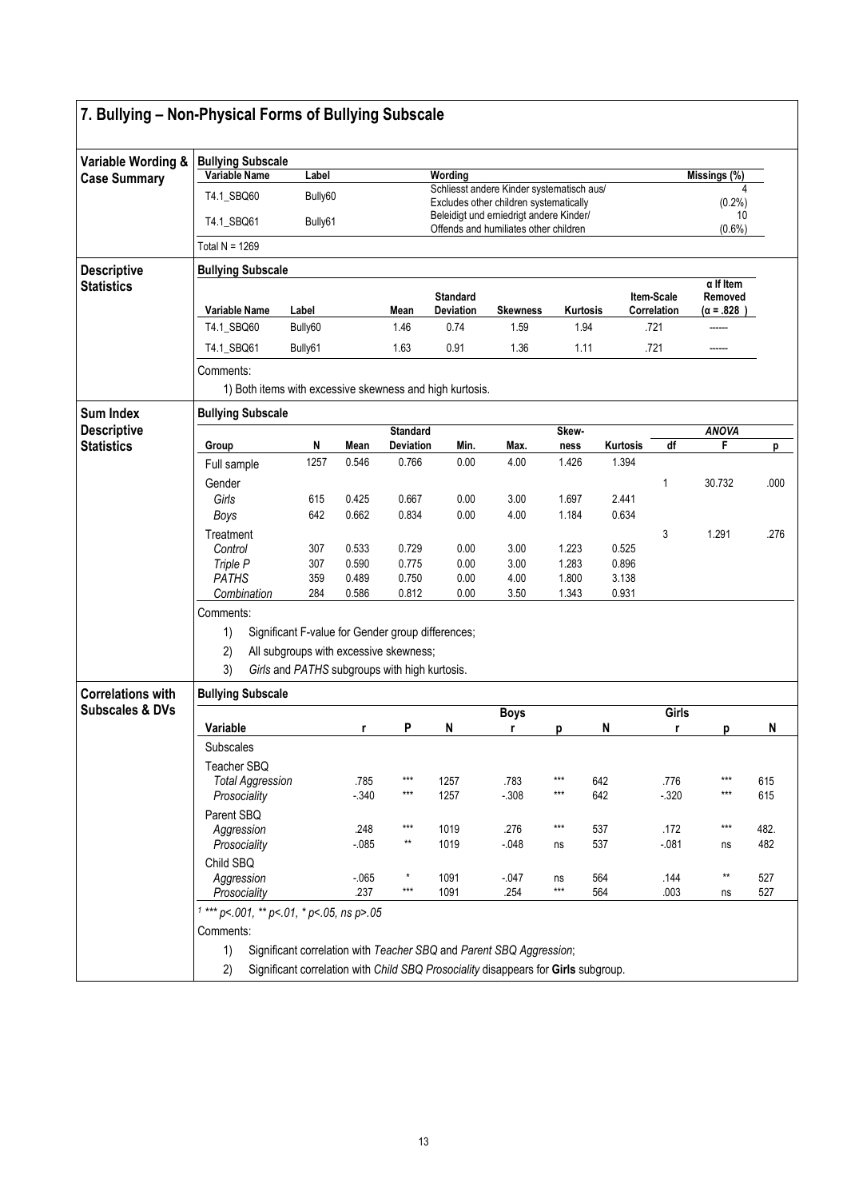## 7. Bullying – Non-Physical Forms of Bullying Subscale

### Variable Wording & Case Summary

**Bullying Subscale**

| Variable Name | Label | Wording | Missings (%) |
|---|---|---|---|
| T4.1_SBQ60 | Bully60 | Schliesst andere Kinder systematisch aus/ Excludes other children systematically | 4 (0.2%) |
| T4.1_SBQ61 | Bully61 | Beleidigt und erniedrigt andere Kinder/ Offends and humiliates other children | 10 (0.6%) |

Total N = 1269

### Descriptive Statistics

**Bullying Subscale**

| Variable Name | Label | Mean | Standard Deviation | Skewness | Kurtosis | Item-Scale Correlation | α If Item Removed (α = .828 ) |
|---|---|---|---|---|---|---|---|
| T4.1_SBQ60 | Bully60 | 1.46 | 0.74 | 1.59 | 1.94 | .721 | ------ |
| T4.1_SBQ61 | Bully61 | 1.63 | 0.91 | 1.36 | 1.11 | .721 | ------ |

Comments:

1) Both items with excessive skewness and high kurtosis.

### Sum Index Descriptive Statistics

**Bullying Subscale**

| Group | N | Mean | Standard Deviation | Min. | Max. | Skew-ness | Kurtosis | *ANOVA* df | F | p |
|---|---|---|---|---|---|---|---|---|---|---|
| Full sample | 1257 | 0.546 | 0.766 | 0.00 | 4.00 | 1.426 | 1.394 | | | |
| Gender | | | | | | | | 1 | 30.732 | .000 |
| *Girls* | 615 | 0.425 | 0.667 | 0.00 | 3.00 | 1.697 | 2.441 | | | |
| *Boys* | 642 | 0.662 | 0.834 | 0.00 | 4.00 | 1.184 | 0.634 | | | |
| Treatment | | | | | | | | 3 | 1.291 | .276 |
| *Control* | 307 | 0.533 | 0.729 | 0.00 | 3.00 | 1.223 | 0.525 | | | |
| *Triple P* | 307 | 0.590 | 0.775 | 0.00 | 3.00 | 1.283 | 0.896 | | | |
| *PATHS* | 359 | 0.489 | 0.750 | 0.00 | 4.00 | 1.800 | 3.138 | | | |
| *Combination* | 284 | 0.586 | 0.812 | 0.00 | 3.50 | 1.343 | 0.931 | | | |

Comments:

1) Significant F-value for Gender group differences;
2) All subgroups with excessive skewness;
3) *Girls* and *PATHS* subgroups with high kurtosis.

### Correlations with Subscales & DVs

**Bullying Subscale**

| Variable | r | P | N | Boys r | p | N | Girls r | p | N |
|---|---|---|---|---|---|---|---|---|---|
| Subscales | | | | | | | | | |
| Teacher SBQ | | | | | | | | | |
| *Total Aggression* | .785 | *** | 1257 | .783 | *** | 642 | .776 | *** | 615 |
| *Prosociality* | -.340 | *** | 1257 | -.308 | *** | 642 | -.320 | *** | 615 |
| Parent SBQ | | | | | | | | | |
| *Aggression* | .248 | *** | 1019 | .276 | *** | 537 | .172 | *** | 482. |
| *Prosociality* | -.085 | ** | 1019 | -.048 | ns | 537 | -.081 | ns | 482 |
| Child SBQ | | | | | | | | | |
| *Aggression* | -.065 | * | 1091 | -.047 | ns | 564 | .144 | ** | 527 |
| *Prosociality* | .237 | *** | 1091 | .254 | *** | 564 | .003 | ns | 527 |

[1] *** *p*<.001, ** *p*<.01, * *p*<.05, ns *p*>.05

Comments:

1) Significant correlation with *Teacher SBQ* and *Parent SBQ Aggression*;
2) Significant correlation with *Child SBQ Prosociality* disappears for **Girls** subgroup.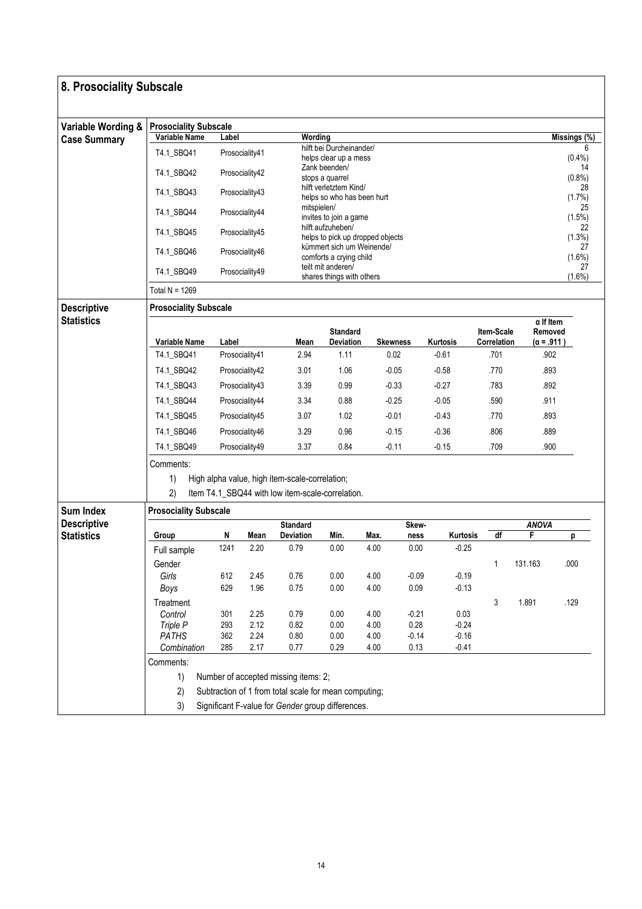## 8. Prosociality Subscale

### Variable Wording & Case Summary

**Prosociality Subscale**

| Variable Name | Label | Wording | Missings (%) |
|---|---|---|---|
| T4.1_SBQ41 | Prosociality41 | hilft bei Durcheinander/ helps clear up a mess | 6 (0.4%) |
| T4.1_SBQ42 | Prosociality42 | Zank beenden/ stops a quarrel | 14 (0.8%) |
| T4.1_SBQ43 | Prosociality43 | hilft verletztem Kind/ helps so who has been hurt | 28 (1.7%) |
| T4.1_SBQ44 | Prosociality44 | mitspielen/ invites to join a game | 25 (1.5%) |
| T4.1_SBQ45 | Prosociality45 | hilft aufzuheben/ helps to pick up dropped objects | 22 (1.3%) |
| T4.1_SBQ46 | Prosociality46 | kümmert sich um Weinende/ comforts a crying child | 27 (1.6%) |
| T4.1_SBQ49 | Prosociality49 | teilt mit anderen/ shares things with others | 27 (1.6%) |

Total N = 1269

### Descriptive Statistics

**Prosociality Subscale**

| Variable Name | Label | Mean | Standard Deviation | Skewness | Kurtosis | Item-Scale Correlation | α If Item Removed (α = .911 ) |
|---|---|---|---|---|---|---|---|
| T4.1_SBQ41 | Prosociality41 | 2.94 | 1.11 | 0.02 | -0.61 | .701 | .902 |
| T4.1_SBQ42 | Prosociality42 | 3.01 | 1.06 | -0.05 | -0.58 | .770 | .893 |
| T4.1_SBQ43 | Prosociality43 | 3.39 | 0.99 | -0.33 | -0.27 | .783 | .892 |
| T4.1_SBQ44 | Prosociality44 | 3.34 | 0.88 | -0.25 | -0.05 | .590 | .911 |
| T4.1_SBQ45 | Prosociality45 | 3.07 | 1.02 | -0.01 | -0.43 | .770 | .893 |
| T4.1_SBQ46 | Prosociality46 | 3.29 | 0.96 | -0.15 | -0.36 | .806 | .889 |
| T4.1_SBQ49 | Prosociality49 | 3.37 | 0.84 | -0.11 | -0.15 | .709 | .900 |

Comments:

1) High alpha value, high item-scale-correlation;
2) Item T4.1_SBQ44 with low item-scale-correlation.

### Sum Index Descriptive Statistics

**Prosociality Subscale**

| Group | N | Mean | Standard Deviation | Min. | Max. | Skew-ness | Kurtosis | ANOVA df | ANOVA F | ANOVA p |
|---|---|---|---|---|---|---|---|---|---|---|
| Full sample | 1241 | 2.20 | 0.79 | 0.00 | 4.00 | 0.00 | -0.25 | | | |
| Gender | | | | | | | | 1 | 131.163 | .000 |
| *Girls* | 612 | 2.45 | 0.76 | 0.00 | 4.00 | -0.09 | -0.19 | | | |
| *Boys* | 629 | 1.96 | 0.75 | 0.00 | 4.00 | 0.09 | -0.13 | | | |
| Treatment | | | | | | | | 3 | 1.891 | .129 |
| *Control* | 301 | 2.25 | 0.79 | 0.00 | 4.00 | -0.21 | 0.03 | | | |
| *Triple P* | 293 | 2.12 | 0.82 | 0.00 | 4.00 | 0.28 | -0.24 | | | |
| *PATHS* | 362 | 2.24 | 0.80 | 0.00 | 4.00 | -0.14 | -0.16 | | | |
| *Combination* | 285 | 2.17 | 0.77 | 0.29 | 4.00 | 0.13 | -0.41 | | | |

Comments:

1) Number of accepted missing items: 2;
2) Subtraction of 1 from total scale for mean computing;
3) Significant F-value for *Gender* group differences.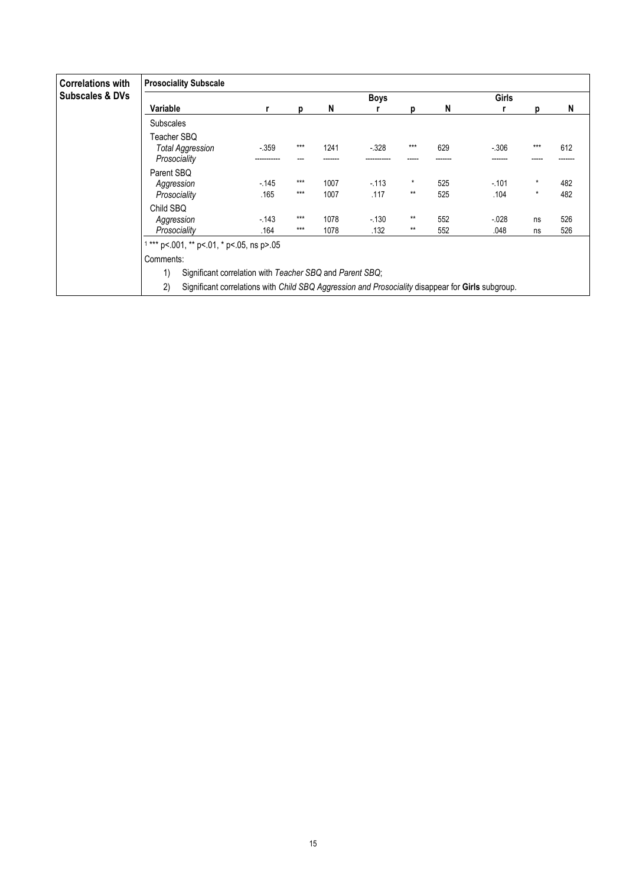| Correlations with Subscales & DVs | Prosociality Subscale | | | | | | | | | |
|---|---|---|---|---|---|---|---|---|---|---|
| | | | | | Boys | | | Girls | | |
| | Variable | r | p | N | r | p | N | r | p | N |
| | Subscales | | | | | | | | | |
| | Teacher SBQ | | | | | | | | | |
| | *Total Aggression* | -.359 | *** | 1241 | -.328 | *** | 629 | -.306 | *** | 612 |
| | *Prosociality* | ---------- | --- | ------- | ---------- | ----- | ------- | ------- | ----- | ------- |
| | Parent SBQ | | | | | | | | | |
| | *Aggression* | -.145 | *** | 1007 | -.113 | * | 525 | -.101 | * | 482 |
| | *Prosociality* | .165 | *** | 1007 | .117 | ** | 525 | .104 | * | 482 |
| | Child SBQ | | | | | | | | | |
| | *Aggression* | -.143 | *** | 1078 | -.130 | ** | 552 | -.028 | ns | 526 |
| | *Prosociality* | .164 | *** | 1078 | .132 | ** | 552 | .048 | ns | 526 |

[1] *** p<.001, ** p<.01, * p<.05, ns p>.05

Comments:

1) Significant correlation with *Teacher SBQ* and *Parent SBQ*;
2) Significant correlations with *Child SBQ Aggression and Prosociality* disappear for **Girls** subgroup.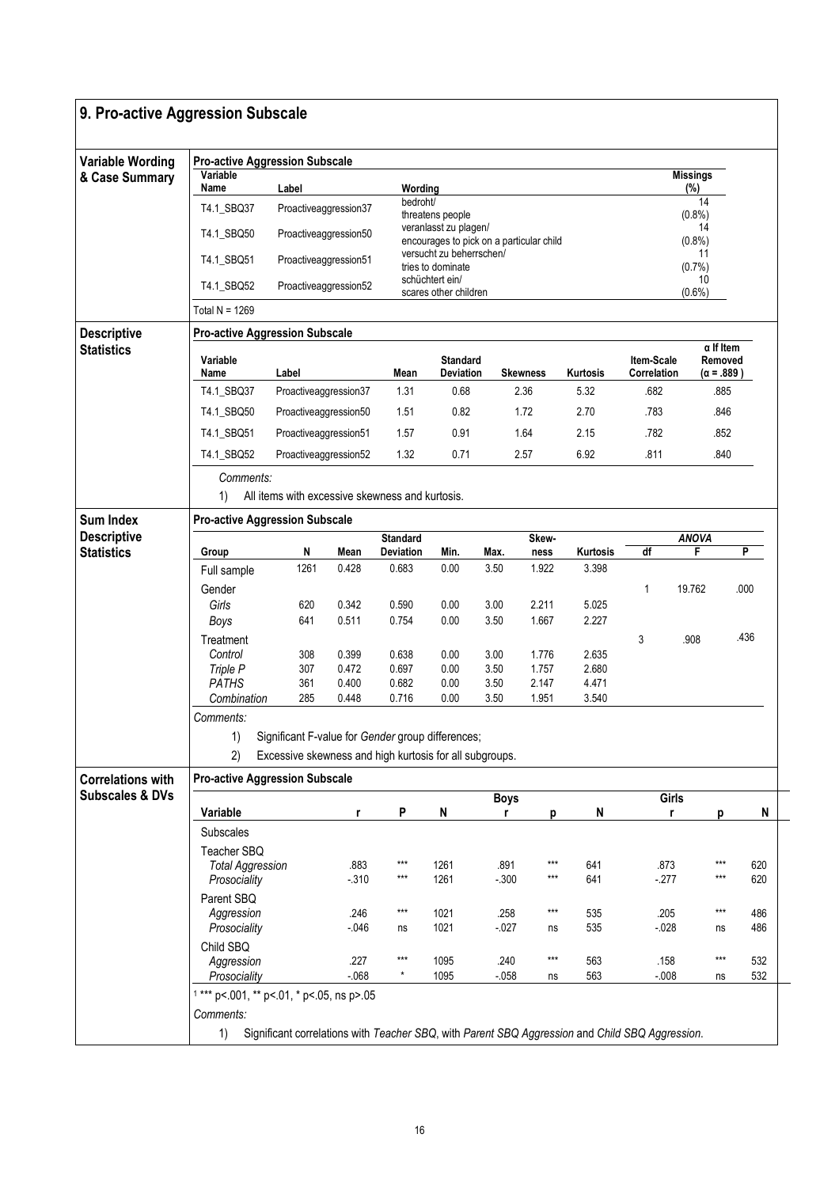## 9. Pro-active Aggression Subscale

### Variable Wording & Case Summary

**Pro-active Aggression Subscale**

| Variable Name | Label | Wording | Missings (%) |
|---|---|---|---|
| T4.1_SBQ37 | Proactiveaggression37 | bedroht/ threatens people | 14 (0.8%) |
| T4.1_SBQ50 | Proactiveaggression50 | veranlasst zu plagen/ encourages to pick on a particular child | 14 (0.8%) |
| T4.1_SBQ51 | Proactiveaggression51 | versucht zu beherrschen/ tries to dominate | 11 (0.7%) |
| T4.1_SBQ52 | Proactiveaggression52 | schüchtert ein/ scares other children | 10 (0.6%) |

Total N = 1269

### Descriptive Statistics

**Pro-active Aggression Subscale**

| Variable Name | Label | Mean | Standard Deviation | Skewness | Kurtosis | Item-Scale Correlation | α If Item Removed (α = .889 ) |
|---|---|---|---|---|---|---|---|
| T4.1_SBQ37 | Proactiveaggression37 | 1.31 | 0.68 | 2.36 | 5.32 | .682 | .885 |
| T4.1_SBQ50 | Proactiveaggression50 | 1.51 | 0.82 | 1.72 | 2.70 | .783 | .846 |
| T4.1_SBQ51 | Proactiveaggression51 | 1.57 | 0.91 | 1.64 | 2.15 | .782 | .852 |
| T4.1_SBQ52 | Proactiveaggression52 | 1.32 | 0.71 | 2.57 | 6.92 | .811 | .840 |

*Comments:*

1) All items with excessive skewness and kurtosis.

### Sum Index Descriptive Statistics

**Pro-active Aggression Subscale**

| Group | N | Mean | Standard Deviation | Min. | Max. | Skew-ness | Kurtosis | ANOVA df | F | P |
|---|---|---|---|---|---|---|---|---|---|---|
| Full sample | 1261 | 0.428 | 0.683 | 0.00 | 3.50 | 1.922 | 3.398 | | | |
| Gender | | | | | | | | 1 | 19.762 | .000 |
| *Girls* | 620 | 0.342 | 0.590 | 0.00 | 3.00 | 2.211 | 5.025 | | | |
| *Boys* | 641 | 0.511 | 0.754 | 0.00 | 3.50 | 1.667 | 2.227 | | | |
| Treatment | | | | | | | | 3 | .908 | .436 |
| *Control* | 308 | 0.399 | 0.638 | 0.00 | 3.00 | 1.776 | 2.635 | | | |
| *Triple P* | 307 | 0.472 | 0.697 | 0.00 | 3.50 | 1.757 | 2.680 | | | |
| *PATHS* | 361 | 0.400 | 0.682 | 0.00 | 3.50 | 2.147 | 4.471 | | | |
| *Combination* | 285 | 0.448 | 0.716 | 0.00 | 3.50 | 1.951 | 3.540 | | | |

*Comments:*

1) Significant F-value for *Gender* group differences;
2) Excessive skewness and high kurtosis for all subgroups.

### Correlations with Subscales & DVs

**Pro-active Aggression Subscale**

| Variable | r | P | N | Boys r | p | N | Girls r | p | N |
|---|---|---|---|---|---|---|---|---|---|
| Subscales | | | | | | | | | |
| Teacher SBQ | | | | | | | | | |
| *Total Aggression* | .883 | *** | 1261 | .891 | *** | 641 | .873 | *** | 620 |
| *Prosociality* | -.310 | *** | 1261 | -.300 | *** | 641 | -.277 | *** | 620 |
| Parent SBQ | | | | | | | | | |
| *Aggression* | .246 | *** | 1021 | .258 | *** | 535 | .205 | *** | 486 |
| *Prosociality* | -.046 | ns | 1021 | -.027 | ns | 535 | -.028 | ns | 486 |
| Child SBQ | | | | | | | | | |
| *Aggression* | .227 | *** | 1095 | .240 | *** | 563 | .158 | *** | 532 |
| *Prosociality* | -.068 | * | 1095 | -.058 | ns | 563 | -.008 | ns | 532 |

[1] *** p<.001, ** p<.01, * p<.05, ns p>.05

*Comments:*

1) Significant correlations with *Teacher SBQ*, with *Parent SBQ Aggression* and *Child SBQ Aggression*.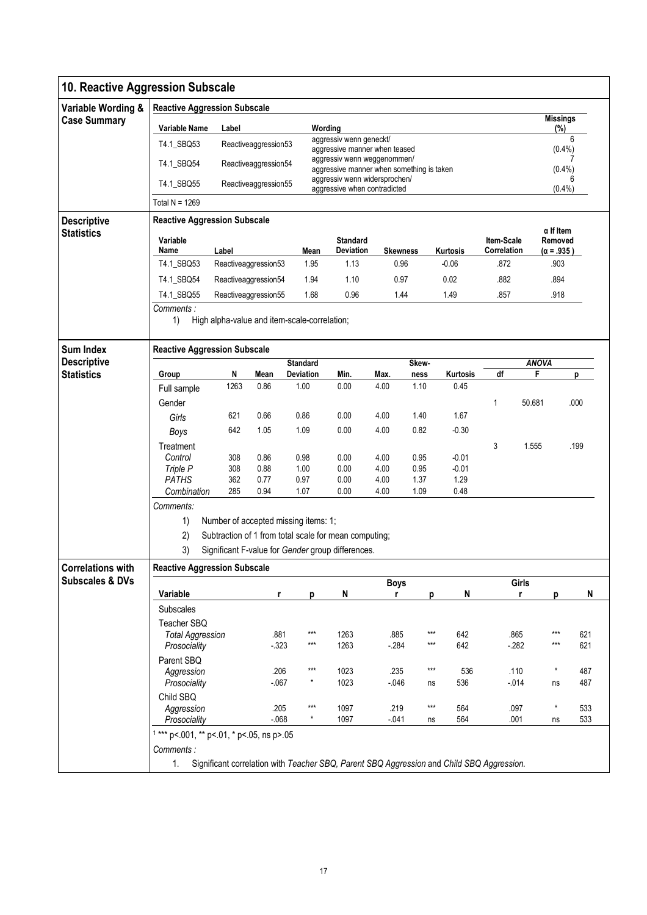## 10. Reactive Aggression Subscale

### Variable Wording & Case Summary

**Reactive Aggression Subscale**

| Variable Name | Label | Wording | Missings (%) |
|---|---|---|---|
| T4.1_SBQ53 | Reactiveaggression53 | aggressiv wenn geneckt/ aggressive manner when teased | 6 (0.4%) |
| T4.1_SBQ54 | Reactiveaggression54 | aggressiv wenn weggenommen/ aggressive manner when something is taken | 7 (0.4%) |
| T4.1_SBQ55 | Reactiveaggression55 | aggressiv wenn widersprochen/ aggressive when contradicted | 6 (0.4%) |

Total N = 1269

### Descriptive Statistics

**Reactive Aggression Subscale**

| Variable Name | Label | Mean | Standard Deviation | Skewness | Kurtosis | Item-Scale Correlation | α If Item Removed (α = .935) |
|---|---|---|---|---|---|---|---|
| T4.1_SBQ53 | Reactiveaggression53 | 1.95 | 1.13 | 0.96 | -0.06 | .872 | .903 |
| T4.1_SBQ54 | Reactiveaggression54 | 1.94 | 1.10 | 0.97 | 0.02 | .882 | .894 |
| T4.1_SBQ55 | Reactiveaggression55 | 1.68 | 0.96 | 1.44 | 1.49 | .857 | .918 |

*Comments :*

1) High alpha-value and item-scale-correlation;

### Sum Index Descriptive Statistics

**Reactive Aggression Subscale**

| Group | N | Mean | Standard Deviation | Min. | Max. | Skew-ness | Kurtosis | ANOVA df | ANOVA F | ANOVA p |
|---|---|---|---|---|---|---|---|---|---|---|
| Full sample | 1263 | 0.86 | 1.00 | 0.00 | 4.00 | 1.10 | 0.45 | | | |
| Gender | | | | | | | | 1 | 50.681 | .000 |
| *Girls* | 621 | 0.66 | 0.86 | 0.00 | 4.00 | 1.40 | 1.67 | | | |
| *Boys* | 642 | 1.05 | 1.09 | 0.00 | 4.00 | 0.82 | -0.30 | | | |
| Treatment | | | | | | | | 3 | 1.555 | .199 |
| *Control* | 308 | 0.86 | 0.98 | 0.00 | 4.00 | 0.95 | -0.01 | | | |
| *Triple P* | 308 | 0.88 | 1.00 | 0.00 | 4.00 | 0.95 | -0.01 | | | |
| *PATHS* | 362 | 0.77 | 0.97 | 0.00 | 4.00 | 1.37 | 1.29 | | | |
| *Combination* | 285 | 0.94 | 1.07 | 0.00 | 4.00 | 1.09 | 0.48 | | | |

*Comments:*

1) Number of accepted missing items: 1;
2) Subtraction of 1 from total scale for mean computing;
3) Significant F-value for *Gender* group differences.

### Correlations with Subscales & DVs

**Reactive Aggression Subscale**

| Variable | r | p | N | Boys r | Boys p | Boys N | Girls r | Girls p | Girls N |
|---|---|---|---|---|---|---|---|---|---|
| Subscales | | | | | | | | | |
| Teacher SBQ | | | | | | | | | |
| *Total Aggression* | .881 | *** | 1263 | .885 | *** | 642 | .865 | *** | 621 |
| *Prosociality* | -.323 | *** | 1263 | -.284 | *** | 642 | -.282 | *** | 621 |
| Parent SBQ | | | | | | | | | |
| *Aggression* | .206 | *** | 1023 | .235 | *** | 536 | .110 | * | 487 |
| *Prosociality* | -.067 | * | 1023 | -.046 | ns | 536 | -.014 | ns | 487 |
| Child SBQ | | | | | | | | | |
| *Aggression* | .205 | *** | 1097 | .219 | *** | 564 | .097 | * | 533 |
| *Prosociality* | -.068 | * | 1097 | -.041 | ns | 564 | .001 | ns | 533 |

[1] *** p<.001, ** p<.01, * p<.05, ns p>.05

*Comments :*

1. Significant correlation with *Teacher SBQ, Parent SBQ Aggression* and *Child SBQ Aggression.*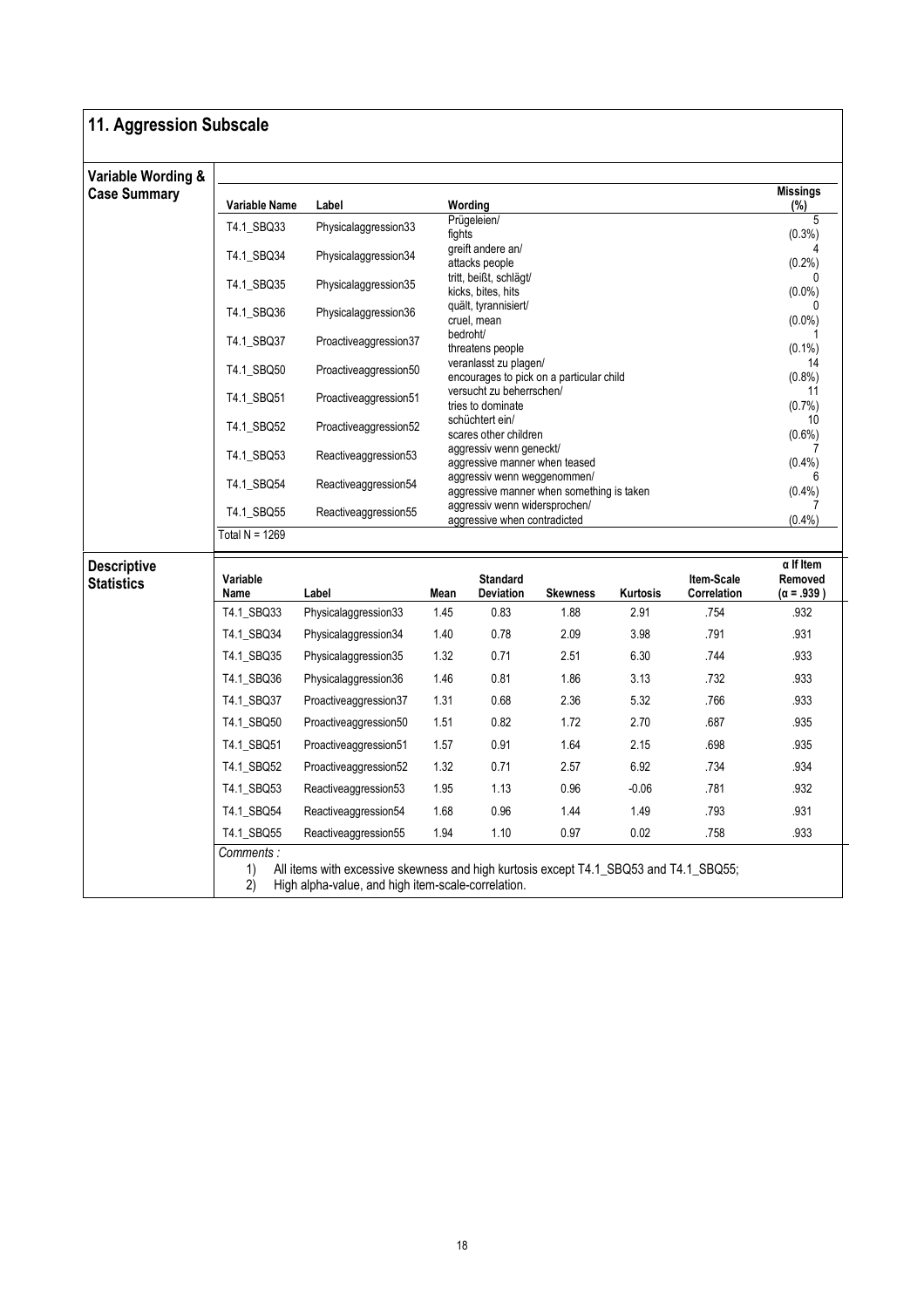## 11. Aggression Subscale

**Variable Wording & Case Summary**

| Variable Name | Label | Wording | Missings (%) |
|---|---|---|---|
| T4.1_SBQ33 | Physicalaggression33 | Prügeleien/ fights | 5 (0.3%) |
| T4.1_SBQ34 | Physicalaggression34 | greift andere an/ attacks people | 4 (0.2%) |
| T4.1_SBQ35 | Physicalaggression35 | tritt, beißt, schlägt/ kicks, bites, hits | 0 (0.0%) |
| T4.1_SBQ36 | Physicalaggression36 | quält, tyrannisiert/ cruel, mean | 0 (0.0%) |
| T4.1_SBQ37 | Proactiveaggression37 | bedroht/ threatens people | 1 (0.1%) |
| T4.1_SBQ50 | Proactiveaggression50 | veranlasst zu plagen/ encourages to pick on a particular child | 14 (0.8%) |
| T4.1_SBQ51 | Proactiveaggression51 | versucht zu beherrschen/ tries to dominate | 11 (0.7%) |
| T4.1_SBQ52 | Proactiveaggression52 | schüchtert ein/ scares other children | 10 (0.6%) |
| T4.1_SBQ53 | Reactiveaggression53 | aggressiv wenn geneckt/ aggressive manner when teased | 7 (0.4%) |
| T4.1_SBQ54 | Reactiveaggression54 | aggressiv wenn weggenommen/ aggressive manner when something is taken | 6 (0.4%) |
| T4.1_SBQ55 | Reactiveaggression55 | aggressiv wenn widersprochen/ aggressive when contradicted | 7 (0.4%) |

Total N = 1269

**Descriptive Statistics**

| Variable Name | Label | Mean | Standard Deviation | Skewness | Kurtosis | Item-Scale Correlation | α If Item Removed (α = .939) |
|---|---|---|---|---|---|---|---|
| T4.1_SBQ33 | Physicalaggression33 | 1.45 | 0.83 | 1.88 | 2.91 | .754 | .932 |
| T4.1_SBQ34 | Physicalaggression34 | 1.40 | 0.78 | 2.09 | 3.98 | .791 | .931 |
| T4.1_SBQ35 | Physicalaggression35 | 1.32 | 0.71 | 2.51 | 6.30 | .744 | .933 |
| T4.1_SBQ36 | Physicalaggression36 | 1.46 | 0.81 | 1.86 | 3.13 | .732 | .933 |
| T4.1_SBQ37 | Proactiveaggression37 | 1.31 | 0.68 | 2.36 | 5.32 | .766 | .933 |
| T4.1_SBQ50 | Proactiveaggression50 | 1.51 | 0.82 | 1.72 | 2.70 | .687 | .935 |
| T4.1_SBQ51 | Proactiveaggression51 | 1.57 | 0.91 | 1.64 | 2.15 | .698 | .935 |
| T4.1_SBQ52 | Proactiveaggression52 | 1.32 | 0.71 | 2.57 | 6.92 | .734 | .934 |
| T4.1_SBQ53 | Reactiveaggression53 | 1.95 | 1.13 | 0.96 | -0.06 | .781 | .932 |
| T4.1_SBQ54 | Reactiveaggression54 | 1.68 | 0.96 | 1.44 | 1.49 | .793 | .931 |
| T4.1_SBQ55 | Reactiveaggression55 | 1.94 | 1.10 | 0.97 | 0.02 | .758 | .933 |

*Comments :*

1) All items with excessive skewness and high kurtosis except T4.1_SBQ53 and T4.1_SBQ55;
2) High alpha-value, and high item-scale-correlation.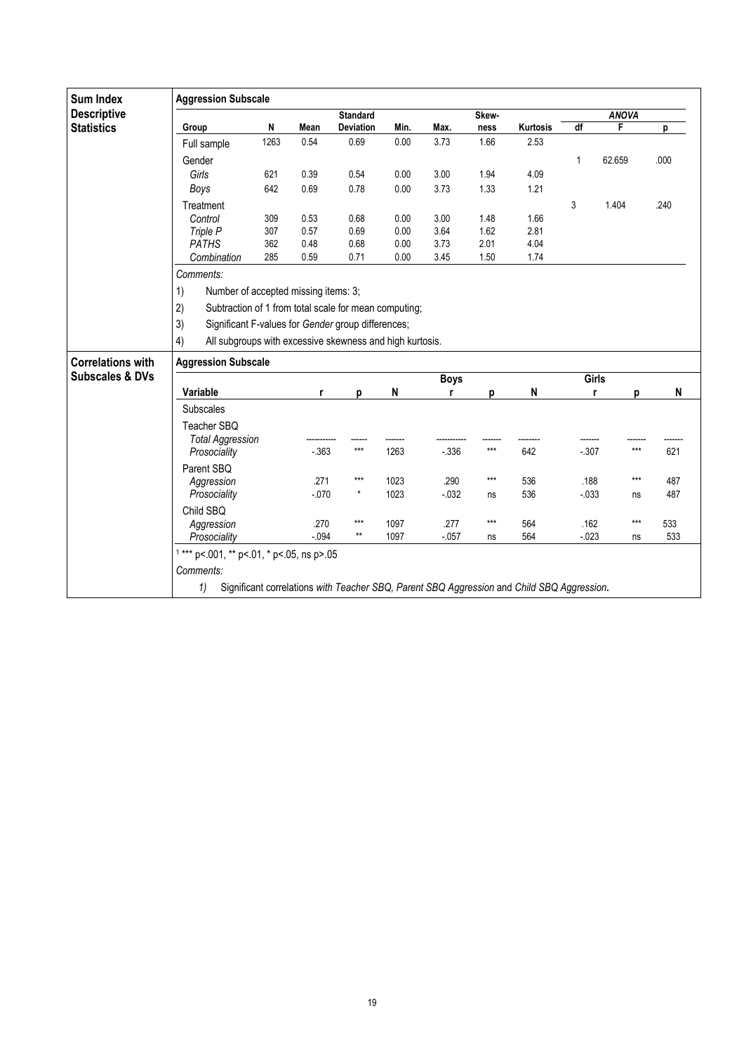| Sum Index Descriptive Statistics | Aggression Subscale | | | | | | | | | | |
|---|---|---|---|---|---|---|---|---|---|---|---|
| | Group | N | Mean | Standard Deviation | Min. | Max. | Skew-ness | Kurtosis | ANOVA df | ANOVA F | ANOVA p |
| | Full sample | 1263 | 0.54 | 0.69 | 0.00 | 3.73 | 1.66 | 2.53 | | | |
| | Gender | | | | | | | | 1 | 62.659 | .000 |
| | *Girls* | 621 | 0.39 | 0.54 | 0.00 | 3.00 | 1.94 | 4.09 | | | |
| | *Boys* | 642 | 0.69 | 0.78 | 0.00 | 3.73 | 1.33 | 1.21 | | | |
| | Treatment | | | | | | | | 3 | 1.404 | .240 |
| | *Control* | 309 | 0.53 | 0.68 | 0.00 | 3.00 | 1.48 | 1.66 | | | |
| | *Triple P* | 307 | 0.57 | 0.69 | 0.00 | 3.64 | 1.62 | 2.81 | | | |
| | *PATHS* | 362 | 0.48 | 0.68 | 0.00 | 3.73 | 2.01 | 4.04 | | | |
| | *Combination* | 285 | 0.59 | 0.71 | 0.00 | 3.45 | 1.50 | 1.74 | | | |

*Comments:*

1) Number of accepted missing items: 3;
2) Subtraction of 1 from total scale for mean computing;
3) Significant F-values for *Gender* group differences;
4) All subgroups with excessive skewness and high kurtosis.

| Correlations with Subscales & DVs | Aggression Subscale | | | | | | | | | |
|---|---|---|---|---|---|---|---|---|---|---|
| | | | | | Boys | | | Girls | | |
| | Variable | r | p | N | r | p | N | r | p | N |
| | Subscales | | | | | | | | | |
| | Teacher SBQ | | | | | | | | | |
| | *Total Aggression* | ----------- | ------ | ------- | ----------- | ------- | -------- | ------- | ------- | ------- |
| | *Prosociality* | -.363 | *** | 1263 | -.336 | *** | 642 | -.307 | *** | 621 |
| | Parent SBQ | | | | | | | | | |
| | *Aggression* | .271 | *** | 1023 | .290 | *** | 536 | .188 | *** | 487 |
| | *Prosociality* | -.070 | * | 1023 | -.032 | ns | 536 | -.033 | ns | 487 |
| | Child SBQ | | | | | | | | | |
| | *Aggression* | .270 | *** | 1097 | .277 | *** | 564 | .162 | *** | 533 |
| | *Prosociality* | -.094 | ** | 1097 | -.057 | ns | 564 | -.023 | ns | 533 |

[1] *** p<.001, ** p<.01, * p<.05, ns p>.05

*Comments:*

*1)* Significant correlations *with Teacher SBQ, Parent SBQ Aggression* and *Child SBQ Aggression***.**